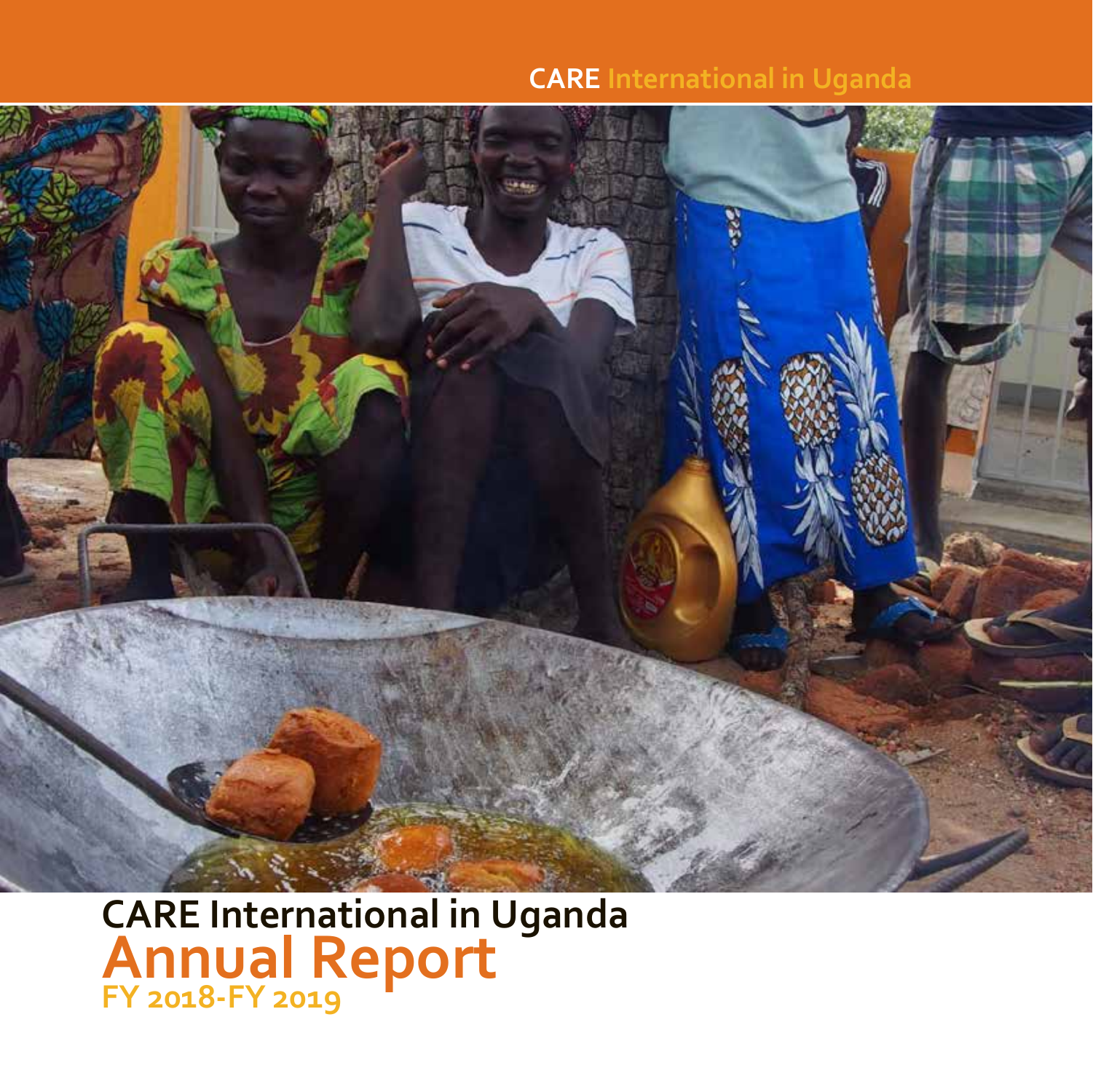CARE International in Uganda

# CARE International in Uganda

# Annual Report

## FY 2018-FY 2019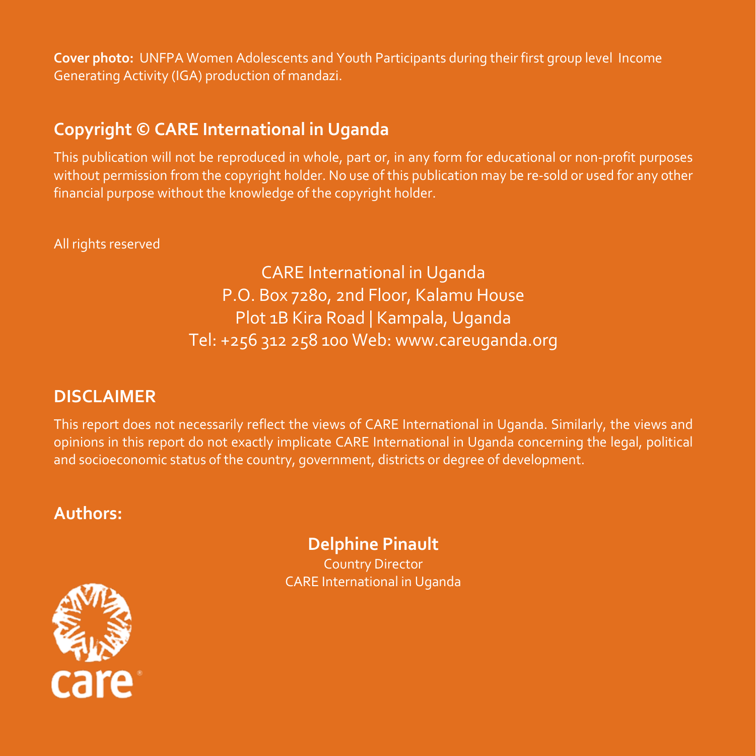**Cover photo:** UNFPA Women Adolescents and Youth Participants during their first group level Income Generating Activity (IGA) production of mandazi.

## Copyright © CARE International in Uganda

This publication will not be reproduced in whole, part or, in any form for educational or non-profit purposes without permission from the copyright holder. No use of this publication may be re-sold or used for any other financial purpose without the knowledge of the copyright holder.

All rights reserved

CARE International in Uganda
P.O. Box 7280, 2nd Floor, Kalamu House
Plot 1B Kira Road | Kampala, Uganda
Tel: +256 312 258 100 Web: www.careuganda.org

## DISCLAIMER

This report does not necessarily reflect the views of CARE International in Uganda. Similarly, the views and opinions in this report do not exactly implicate CARE International in Uganda concerning the legal, political and socioeconomic status of the country, government, districts or degree of development.

## Authors:

**Delphine Pinault**
Country Director
CARE International in Uganda

care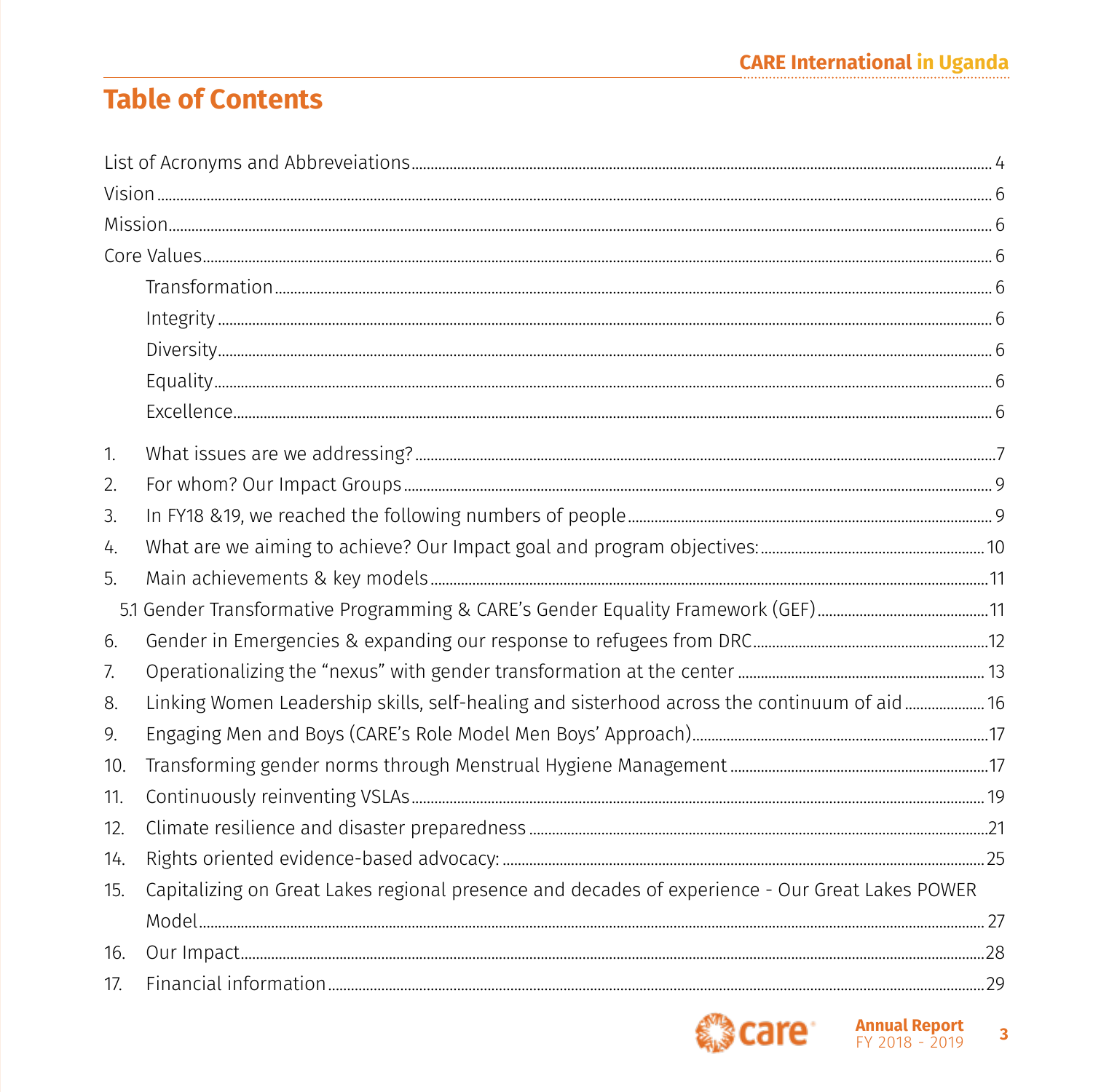# Table of Contents

List of Acronyms and Abbreveiations ..... 4

Vision ..... 6

Mission ..... 6

Core Values ..... 6

- Transformation ..... 6
- Integrity ..... 6
- Diversity ..... 6
- Equality ..... 6
- Excellence ..... 6

1. What issues are we addressing? ..... 7
2. For whom? Our Impact Groups ..... 9
3. In FY18 &19, we reached the following numbers of people ..... 9
4. What are we aiming to achieve? Our Impact goal and program objectives: ..... 10
5. Main achievements & key models ..... 11

   5.1 Gender Transformative Programming & CARE's Gender Equality Framework (GEF) ..... 11

6. Gender in Emergencies & expanding our response to refugees from DRC ..... 12
7. Operationalizing the "nexus" with gender transformation at the center ..... 13
8. Linking Women Leadership skills, self-healing and sisterhood across the continuum of aid ..... 16
9. Engaging Men and Boys (CARE's Role Model Men Boys' Approach) ..... 17
10. Transforming gender norms through Menstrual Hygiene Management ..... 17
11. Continuously reinventing VSLAs ..... 19
12. Climate resilience and disaster preparedness ..... 21

14. Rights oriented evidence-based advocacy: ..... 25
15. Capitalizing on Great Lakes regional presence and decades of experience - Our Great Lakes POWER Model ..... 27
16. Our Impact ..... 28
17. Financial information ..... 29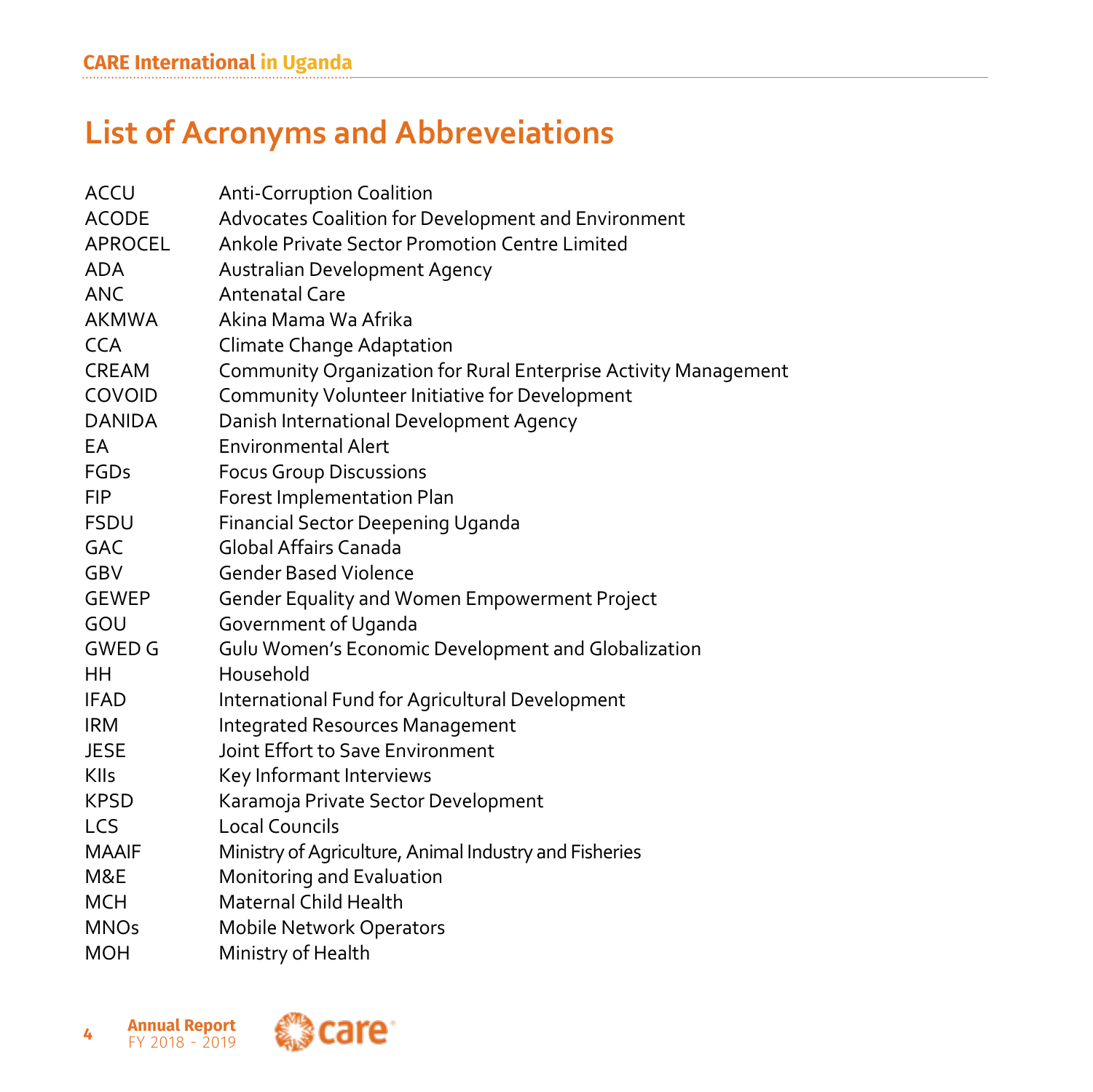# List of Acronyms and Abbreveiations

| | |
|---|---|
| ACCU | Anti-Corruption Coalition |
| ACODE | Advocates Coalition for Development and Environment |
| APROCEL | Ankole Private Sector Promotion Centre Limited |
| ADA | Australian Development Agency |
| ANC | Antenatal Care |
| AKMWA | Akina Mama Wa Afrika |
| CCA | Climate Change Adaptation |
| CREAM | Community Organization for Rural Enterprise Activity Management |
| COVOID | Community Volunteer Initiative for Development |
| DANIDA | Danish International Development Agency |
| EA | Environmental Alert |
| FGDs | Focus Group Discussions |
| FIP | Forest Implementation Plan |
| FSDU | Financial Sector Deepening Uganda |
| GAC | Global Affairs Canada |
| GBV | Gender Based Violence |
| GEWEP | Gender Equality and Women Empowerment Project |
| GOU | Government of Uganda |
| GWED G | Gulu Women's Economic Development and Globalization |
| HH | Household |
| IFAD | International Fund for Agricultural Development |
| IRM | Integrated Resources Management |
| JESE | Joint Effort to Save Environment |
| KIIs | Key Informant Interviews |
| KPSD | Karamoja Private Sector Development |
| LCS | Local Councils |
| MAAIF | Ministry of Agriculture, Animal Industry and Fisheries |
| M&E | Monitoring and Evaluation |
| MCH | Maternal Child Health |
| MNOs | Mobile Network Operators |
| MOH | Ministry of Health |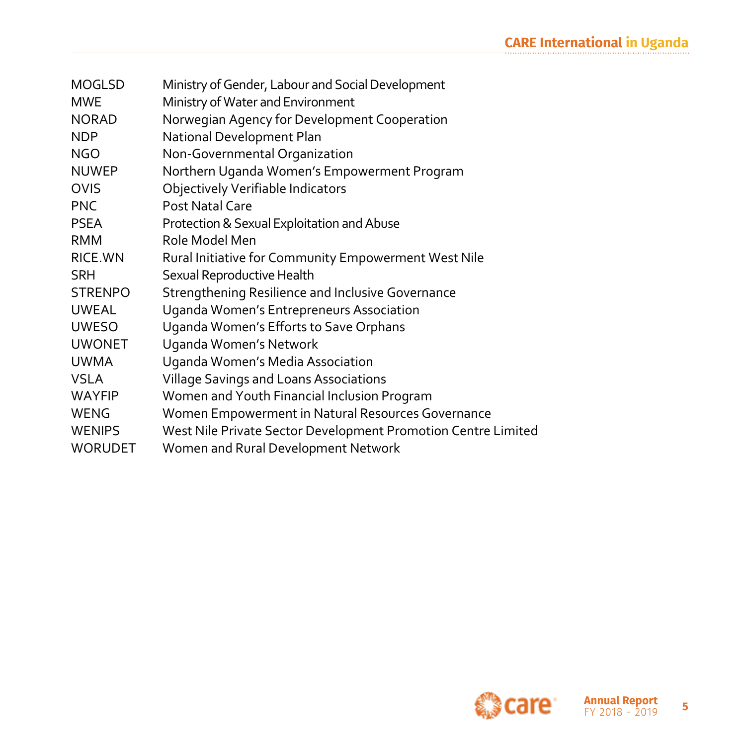| | |
|---|---|
| MOGLSD | Ministry of Gender, Labour and Social Development |
| MWE | Ministry of Water and Environment |
| NORAD | Norwegian Agency for Development Cooperation |
| NDP | National Development Plan |
| NGO | Non-Governmental Organization |
| NUWEP | Northern Uganda Women's Empowerment Program |
| OVIS | Objectively Verifiable Indicators |
| PNC | Post Natal Care |
| PSEA | Protection & Sexual Exploitation and Abuse |
| RMM | Role Model Men |
| RICE.WN | Rural Initiative for Community Empowerment West Nile |
| SRH | Sexual Reproductive Health |
| STRENPO | Strengthening Resilience and Inclusive Governance |
| UWEAL | Uganda Women's Entrepreneurs Association |
| UWESO | Uganda Women's Efforts to Save Orphans |
| UWONET | Uganda Women's Network |
| UWMA | Uganda Women's Media Association |
| VSLA | Village Savings and Loans Associations |
| WAYFIP | Women and Youth Financial Inclusion Program |
| WENG | Women Empowerment in Natural Resources Governance |
| WENIPS | West Nile Private Sector Development Promotion Centre Limited |
| WORUDET | Women and Rural Development Network |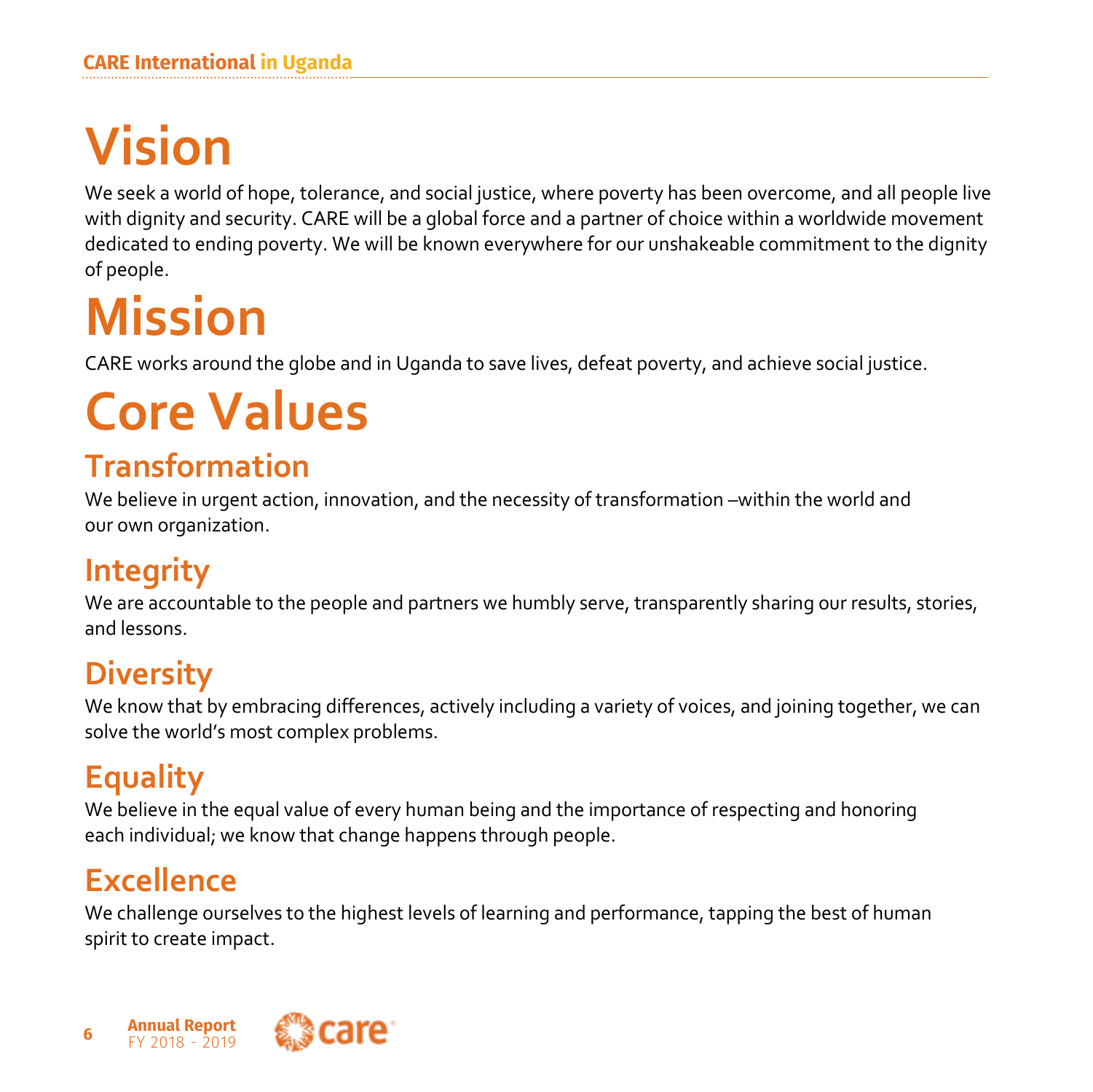# Vision

We seek a world of hope, tolerance, and social justice, where poverty has been overcome, and all people live with dignity and security. CARE will be a global force and a partner of choice within a worldwide movement dedicated to ending poverty. We will be known everywhere for our unshakeable commitment to the dignity of people.

# Mission

CARE works around the globe and in Uganda to save lives, defeat poverty, and achieve social justice.

# Core Values

## Transformation

We believe in urgent action, innovation, and the necessity of transformation –within the world and our own organization.

## Integrity

We are accountable to the people and partners we humbly serve, transparently sharing our results, stories, and lessons.

## Diversity

We know that by embracing differences, actively including a variety of voices, and joining together, we can solve the world's most complex problems.

## Equality

We believe in the equal value of every human being and the importance of respecting and honoring each individual; we know that change happens through people.

## Excellence

We challenge ourselves to the highest levels of learning and performance, tapping the best of human spirit to create impact.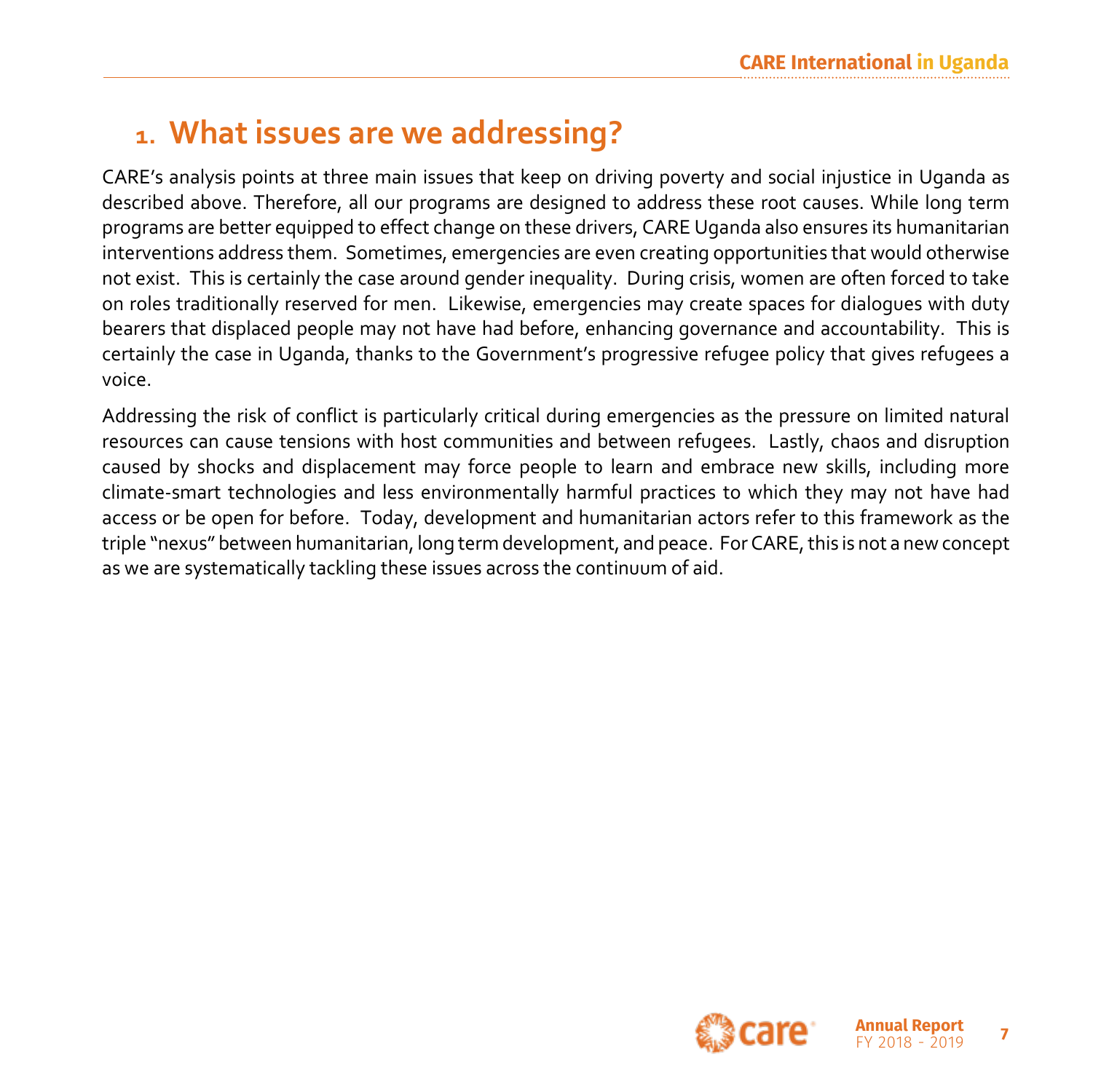# 1. What issues are we addressing?

CARE's analysis points at three main issues that keep on driving poverty and social injustice in Uganda as described above. Therefore, all our programs are designed to address these root causes. While long term programs are better equipped to effect change on these drivers, CARE Uganda also ensures its humanitarian interventions address them. Sometimes, emergencies are even creating opportunities that would otherwise not exist. This is certainly the case around gender inequality. During crisis, women are often forced to take on roles traditionally reserved for men. Likewise, emergencies may create spaces for dialogues with duty bearers that displaced people may not have had before, enhancing governance and accountability. This is certainly the case in Uganda, thanks to the Government's progressive refugee policy that gives refugees a voice.

Addressing the risk of conflict is particularly critical during emergencies as the pressure on limited natural resources can cause tensions with host communities and between refugees. Lastly, chaos and disruption caused by shocks and displacement may force people to learn and embrace new skills, including more climate-smart technologies and less environmentally harmful practices to which they may not have had access or be open for before. Today, development and humanitarian actors refer to this framework as the triple "nexus" between humanitarian, long term development, and peace. For CARE, this is not a new concept as we are systematically tackling these issues across the continuum of aid.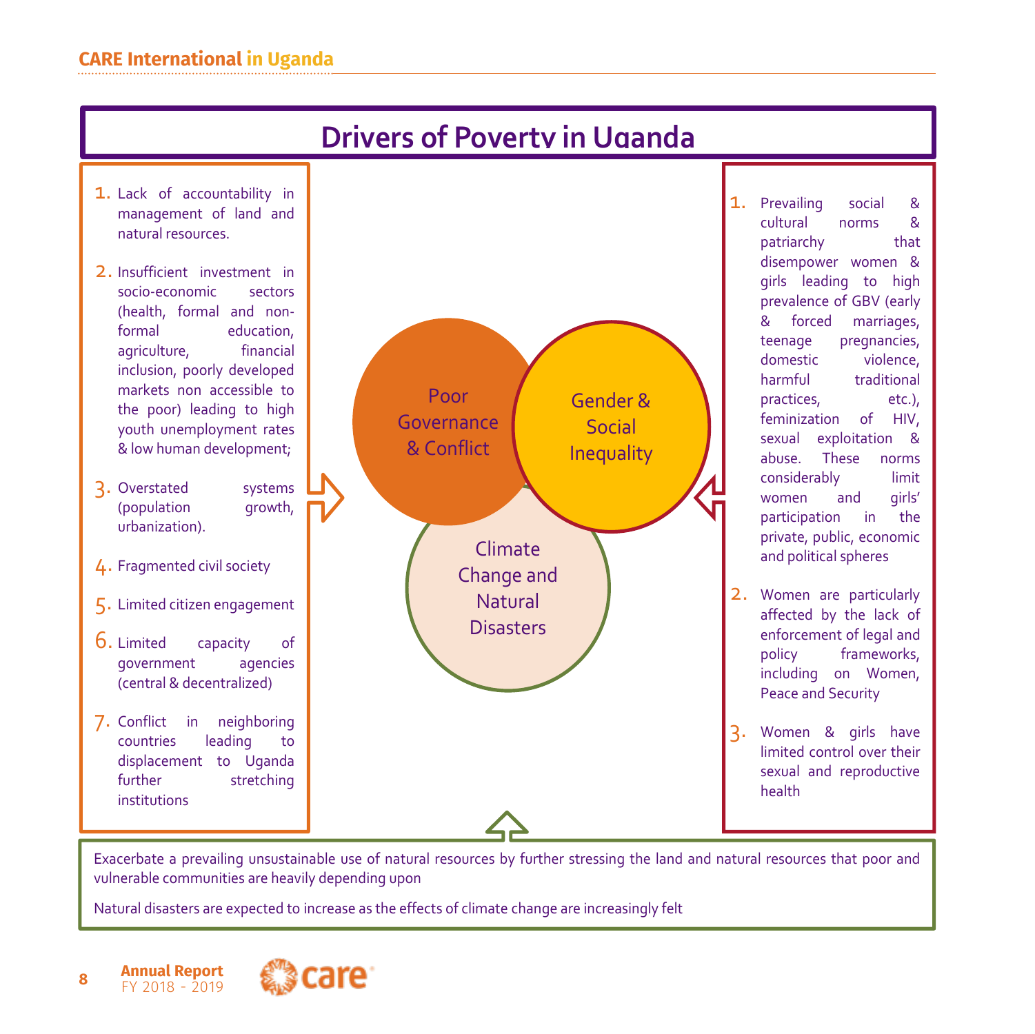# Drivers of Poverty in Uganda

1. Lack of accountability in management of land and natural resources.
2. Insufficient investment in socio-economic sectors (health, formal and non-formal education, agriculture, financial inclusion, poorly developed markets non accessible to the poor) leading to high youth unemployment rates & low human development;
3. Overstated systems (population growth, urbanization).
4. Fragmented civil society
5. Limited citizen engagement
6. Limited capacity of government agencies (central & decentralized)
7. Conflict in neighboring countries leading to displacement to Uganda further stretching institutions

Poor Governance & Conflict

Gender & Social Inequality

Climate Change and Natural Disasters

1. Prevailing social & cultural norms & patriarchy that disempower women & girls leading to high prevalence of GBV (early & forced marriages, teenage pregnancies, domestic violence, harmful traditional practices, etc.), feminization of HIV, sexual exploitation & abuse. These norms considerably limit women and girls' participation in the private, public, economic and political spheres
2. Women are particularly affected by the lack of enforcement of legal and policy frameworks, including on Women, Peace and Security
3. Women & girls have limited control over their sexual and reproductive health

Exacerbate a prevailing unsustainable use of natural resources by further stressing the land and natural resources that poor and vulnerable communities are heavily depending upon

Natural disasters are expected to increase as the effects of climate change are increasingly felt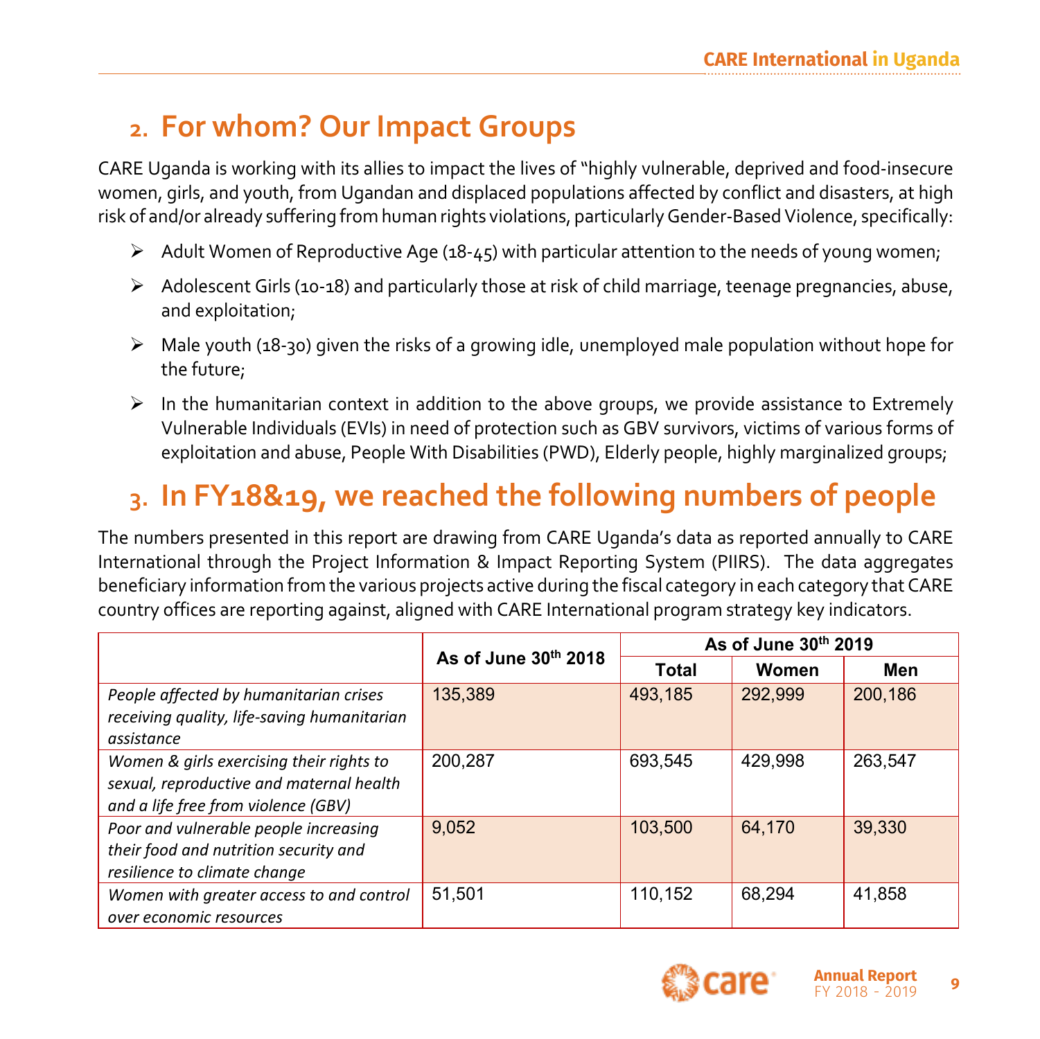## 2. For whom? Our Impact Groups

CARE Uganda is working with its allies to impact the lives of "highly vulnerable, deprived and food-insecure women, girls, and youth, from Ugandan and displaced populations affected by conflict and disasters, at high risk of and/or already suffering from human rights violations, particularly Gender-Based Violence, specifically:

- Adult Women of Reproductive Age (18-45) with particular attention to the needs of young women;
- Adolescent Girls (10-18) and particularly those at risk of child marriage, teenage pregnancies, abuse, and exploitation;
- Male youth (18-30) given the risks of a growing idle, unemployed male population without hope for the future;
- In the humanitarian context in addition to the above groups, we provide assistance to Extremely Vulnerable Individuals (EVIs) in need of protection such as GBV survivors, victims of various forms of exploitation and abuse, People With Disabilities (PWD), Elderly people, highly marginalized groups;

## 3. In FY18&19, we reached the following numbers of people

The numbers presented in this report are drawing from CARE Uganda's data as reported annually to CARE International through the Project Information & Impact Reporting System (PIIRS). The data aggregates beneficiary information from the various projects active during the fiscal category in each category that CARE country offices are reporting against, aligned with CARE International program strategy key indicators.

| | As of June 30th 2018 | As of June 30th 2019 | | |
|---|---|---|---|---|
| | | Total | Women | Men |
| *People affected by humanitarian crises receiving quality, life-saving humanitarian assistance* | 135,389 | 493,185 | 292,999 | 200,186 |
| *Women & girls exercising their rights to sexual, reproductive and maternal health and a life free from violence (GBV)* | 200,287 | 693,545 | 429,998 | 263,547 |
| *Poor and vulnerable people increasing their food and nutrition security and resilience to climate change* | 9,052 | 103,500 | 64,170 | 39,330 |
| *Women with greater access to and control over economic resources* | 51,501 | 110,152 | 68,294 | 41,858 |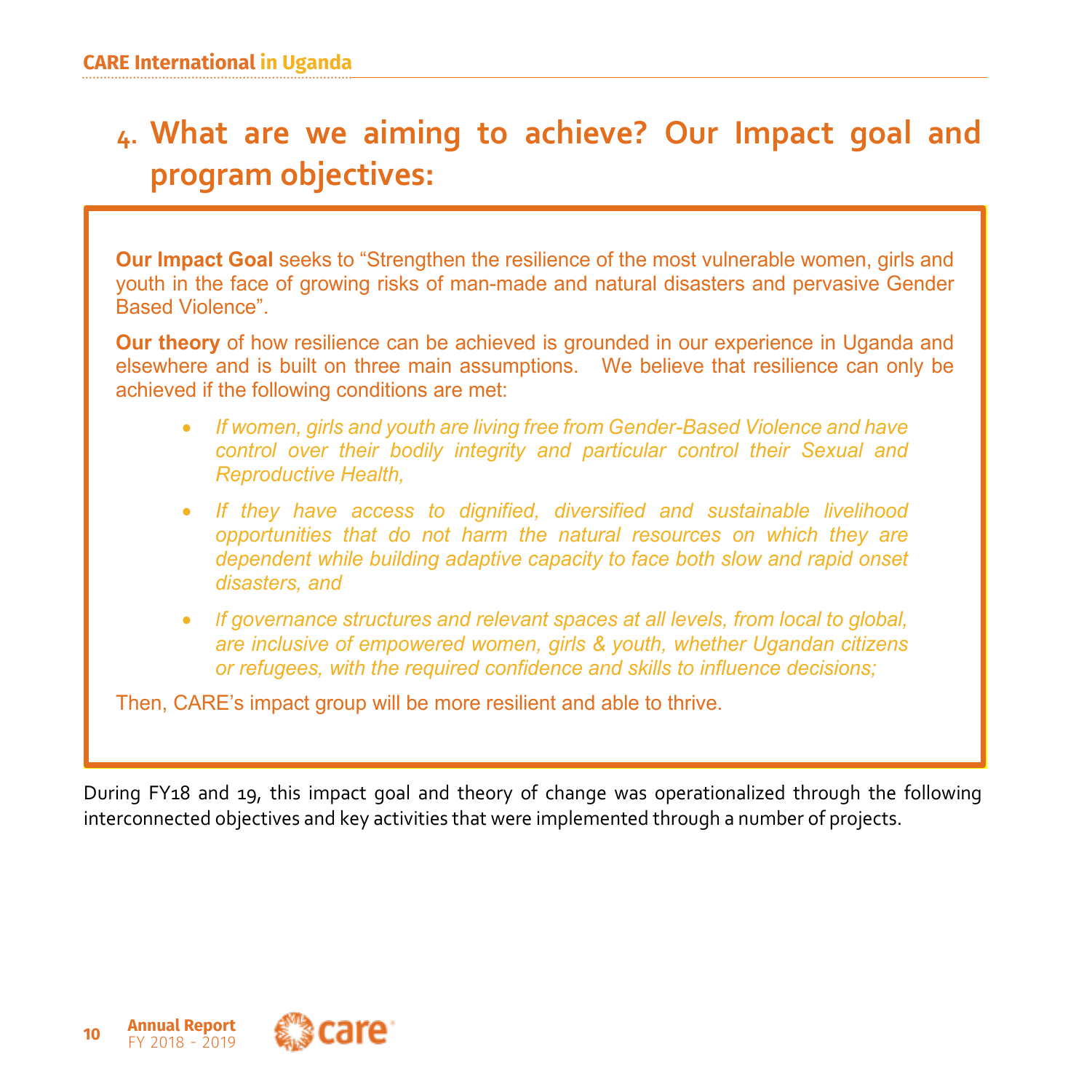# 4. What are we aiming to achieve? Our Impact goal and program objectives:

**Our Impact Goal** seeks to "Strengthen the resilience of the most vulnerable women, girls and youth in the face of growing risks of man-made and natural disasters and pervasive Gender Based Violence".

**Our theory** of how resilience can be achieved is grounded in our experience in Uganda and elsewhere and is built on three main assumptions. We believe that resilience can only be achieved if the following conditions are met:

- *If women, girls and youth are living free from Gender-Based Violence and have control over their bodily integrity and particular control their Sexual and Reproductive Health,*
- *If they have access to dignified, diversified and sustainable livelihood opportunities that do not harm the natural resources on which they are dependent while building adaptive capacity to face both slow and rapid onset disasters, and*
- *If governance structures and relevant spaces at all levels, from local to global, are inclusive of empowered women, girls & youth, whether Ugandan citizens or refugees, with the required confidence and skills to influence decisions;*

Then, CARE's impact group will be more resilient and able to thrive.

During FY18 and 19, this impact goal and theory of change was operationalized through the following interconnected objectives and key activities that were implemented through a number of projects.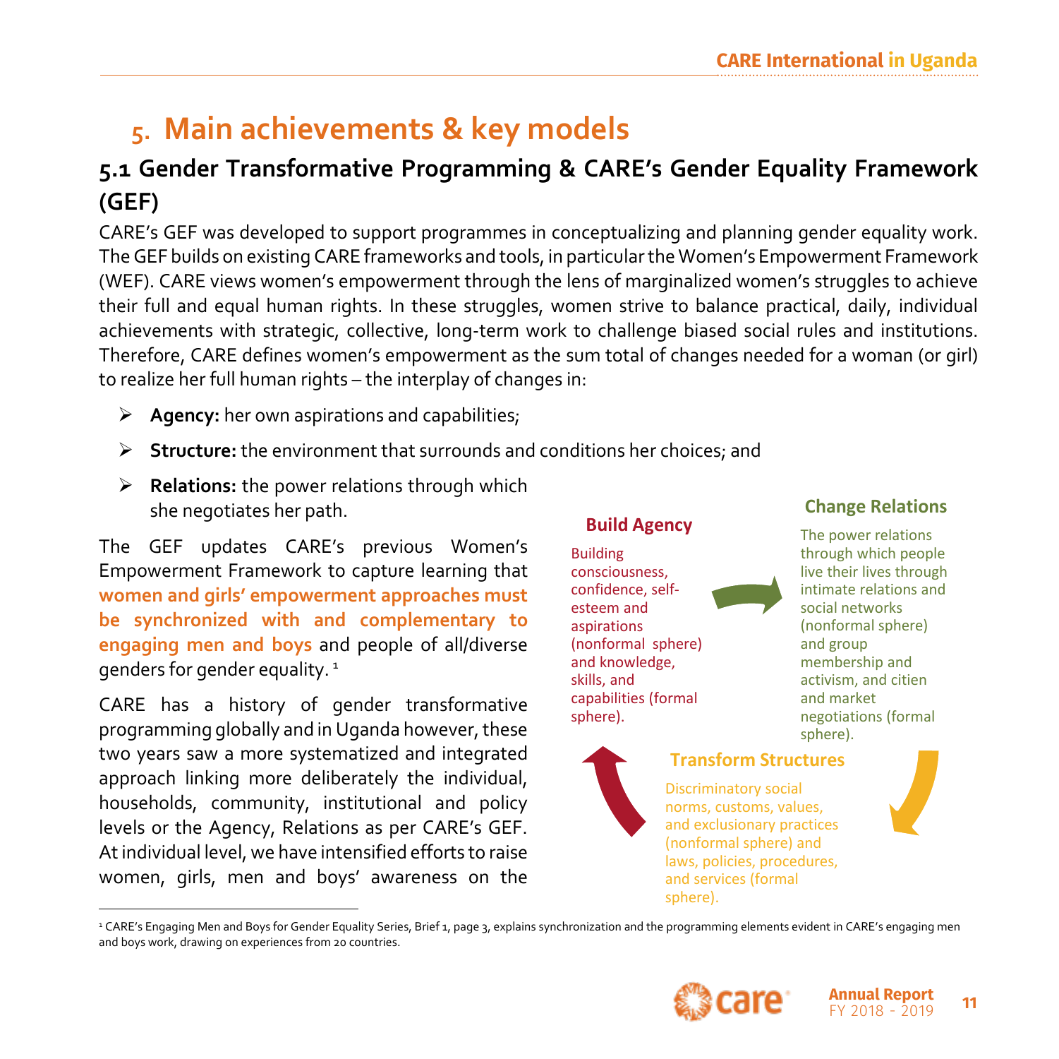# 5. Main achievements & key models

## 5.1 Gender Transformative Programming & CARE's Gender Equality Framework (GEF)

CARE's GEF was developed to support programmes in conceptualizing and planning gender equality work. The GEF builds on existing CARE frameworks and tools, in particular the Women's Empowerment Framework (WEF). CARE views women's empowerment through the lens of marginalized women's struggles to achieve their full and equal human rights. In these struggles, women strive to balance practical, daily, individual achievements with strategic, collective, long-term work to challenge biased social rules and institutions. Therefore, CARE defines women's empowerment as the sum total of changes needed for a woman (or girl) to realize her full human rights – the interplay of changes in:

- **Agency:** her own aspirations and capabilities;
- **Structure:** the environment that surrounds and conditions her choices; and
- **Relations:** the power relations through which she negotiates her path.

The GEF updates CARE's previous Women's Empowerment Framework to capture learning that **women and girls' empowerment approaches must be synchronized with and complementary to engaging men and boys** and people of all/diverse genders for gender equality. [1]

CARE has a history of gender transformative programming globally and in Uganda however, these two years saw a more systematized and integrated approach linking more deliberately the individual, households, community, institutional and policy levels or the Agency, Relations as per CARE's GEF. At individual level, we have intensified efforts to raise women, girls, men and boys' awareness on the

**Build Agency**

Building consciousness, confidence, self-esteem and aspirations (nonformal sphere) and knowledge, skills, and capabilities (formal sphere).

**Change Relations**

The power relations through which people live their lives through intimate relations and social networks (nonformal sphere) and group membership and activism, and citien and market negotiations (formal sphere).

**Transform Structures**

Discriminatory social norms, customs, values, and exclusionary practices (nonformal sphere) and laws, policies, procedures, and services (formal sphere).

[1] CARE's Engaging Men and Boys for Gender Equality Series, Brief 1, page 3, explains synchronization and the programming elements evident in CARE's engaging men and boys work, drawing on experiences from 20 countries.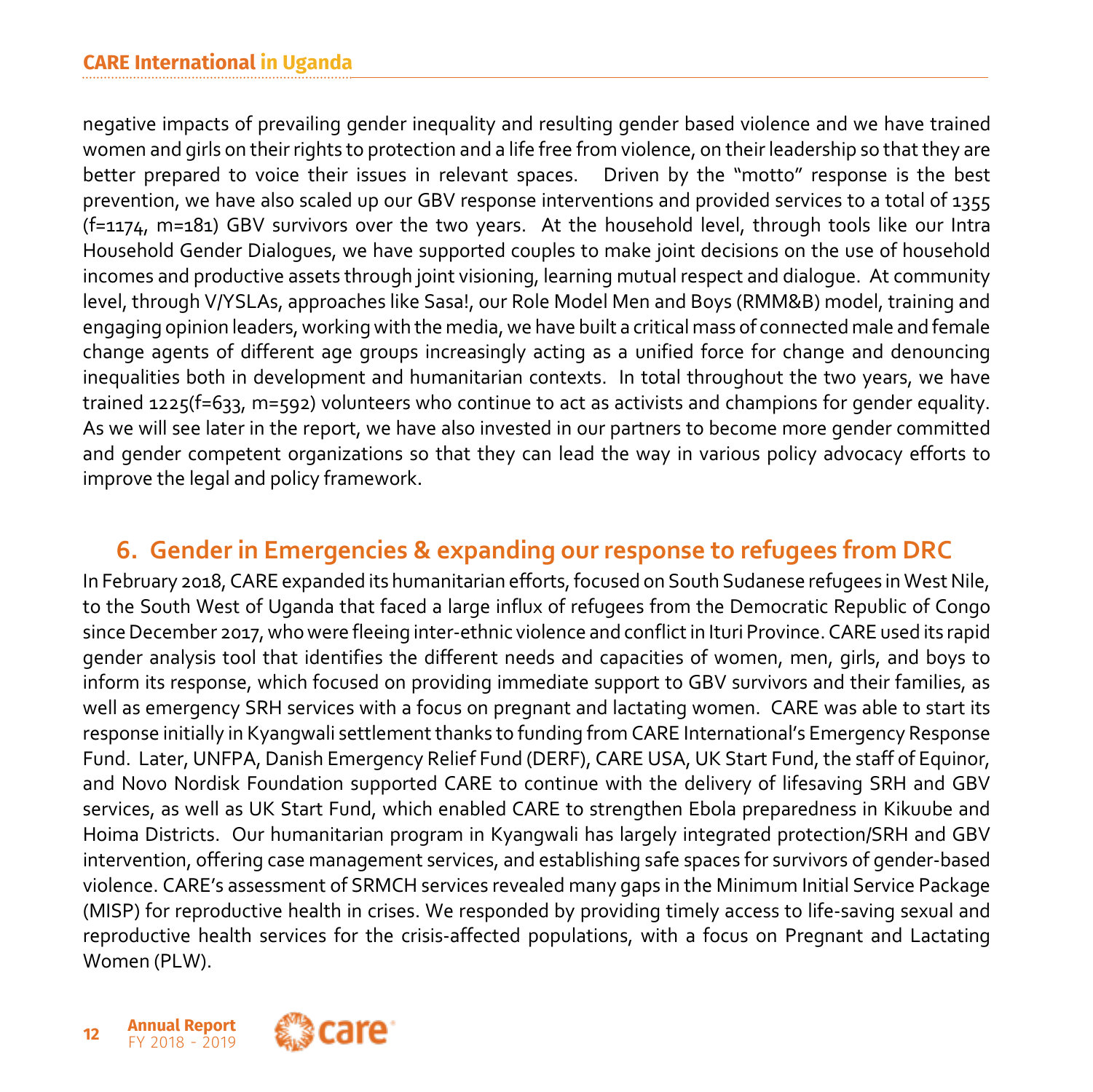negative impacts of prevailing gender inequality and resulting gender based violence and we have trained women and girls on their rights to protection and a life free from violence, on their leadership so that they are better prepared to voice their issues in relevant spaces. Driven by the "motto" response is the best prevention, we have also scaled up our GBV response interventions and provided services to a total of 1355 (f=1174, m=181) GBV survivors over the two years. At the household level, through tools like our Intra Household Gender Dialogues, we have supported couples to make joint decisions on the use of household incomes and productive assets through joint visioning, learning mutual respect and dialogue. At community level, through V/YSLAs, approaches like Sasa!, our Role Model Men and Boys (RMM&B) model, training and engaging opinion leaders, working with the media, we have built a critical mass of connected male and female change agents of different age groups increasingly acting as a unified force for change and denouncing inequalities both in development and humanitarian contexts. In total throughout the two years, we have trained 1225(f=633, m=592) volunteers who continue to act as activists and champions for gender equality. As we will see later in the report, we have also invested in our partners to become more gender committed and gender competent organizations so that they can lead the way in various policy advocacy efforts to improve the legal and policy framework.

## 6. Gender in Emergencies & expanding our response to refugees from DRC

In February 2018, CARE expanded its humanitarian efforts, focused on South Sudanese refugees in West Nile, to the South West of Uganda that faced a large influx of refugees from the Democratic Republic of Congo since December 2017, who were fleeing inter-ethnic violence and conflict in Ituri Province. CARE used its rapid gender analysis tool that identifies the different needs and capacities of women, men, girls, and boys to inform its response, which focused on providing immediate support to GBV survivors and their families, as well as emergency SRH services with a focus on pregnant and lactating women. CARE was able to start its response initially in Kyangwali settlement thanks to funding from CARE International's Emergency Response Fund. Later, UNFPA, Danish Emergency Relief Fund (DERF), CARE USA, UK Start Fund, the staff of Equinor, and Novo Nordisk Foundation supported CARE to continue with the delivery of lifesaving SRH and GBV services, as well as UK Start Fund, which enabled CARE to strengthen Ebola preparedness in Kikuube and Hoima Districts. Our humanitarian program in Kyangwali has largely integrated protection/SRH and GBV intervention, offering case management services, and establishing safe spaces for survivors of gender-based violence. CARE's assessment of SRMCH services revealed many gaps in the Minimum Initial Service Package (MISP) for reproductive health in crises. We responded by providing timely access to life-saving sexual and reproductive health services for the crisis-affected populations, with a focus on Pregnant and Lactating Women (PLW).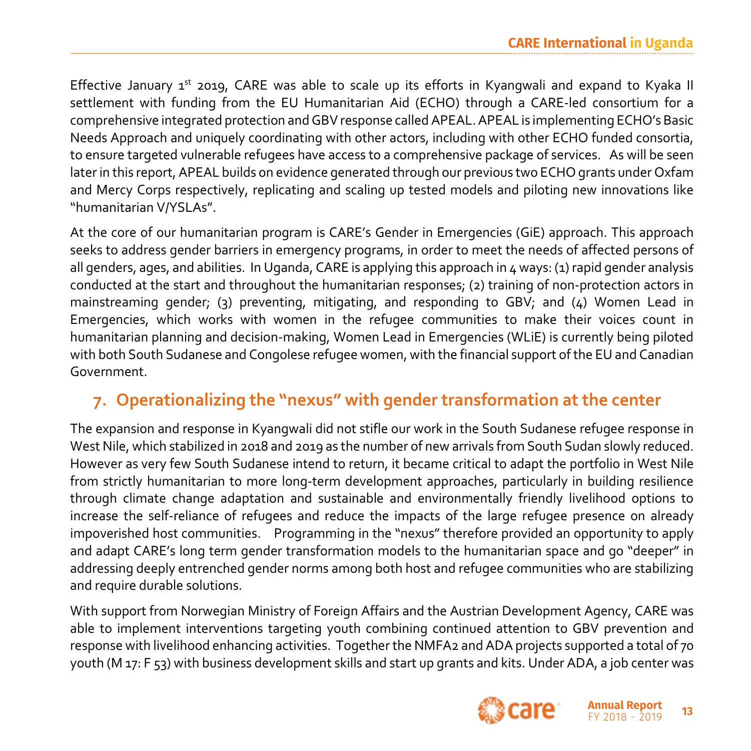Effective January 1st 2019, CARE was able to scale up its efforts in Kyangwali and expand to Kyaka II settlement with funding from the EU Humanitarian Aid (ECHO) through a CARE-led consortium for a comprehensive integrated protection and GBV response called APEAL. APEAL is implementing ECHO's Basic Needs Approach and uniquely coordinating with other actors, including with other ECHO funded consortia, to ensure targeted vulnerable refugees have access to a comprehensive package of services. As will be seen later in this report, APEAL builds on evidence generated through our previous two ECHO grants under Oxfam and Mercy Corps respectively, replicating and scaling up tested models and piloting new innovations like "humanitarian V/YSLAs".

At the core of our humanitarian program is CARE's Gender in Emergencies (GiE) approach. This approach seeks to address gender barriers in emergency programs, in order to meet the needs of affected persons of all genders, ages, and abilities. In Uganda, CARE is applying this approach in 4 ways: (1) rapid gender analysis conducted at the start and throughout the humanitarian responses; (2) training of non-protection actors in mainstreaming gender; (3) preventing, mitigating, and responding to GBV; and (4) Women Lead in Emergencies, which works with women in the refugee communities to make their voices count in humanitarian planning and decision-making, Women Lead in Emergencies (WLiE) is currently being piloted with both South Sudanese and Congolese refugee women, with the financial support of the EU and Canadian Government.

## 7. Operationalizing the "nexus" with gender transformation at the center

The expansion and response in Kyangwali did not stifle our work in the South Sudanese refugee response in West Nile, which stabilized in 2018 and 2019 as the number of new arrivals from South Sudan slowly reduced. However as very few South Sudanese intend to return, it became critical to adapt the portfolio in West Nile from strictly humanitarian to more long-term development approaches, particularly in building resilience through climate change adaptation and sustainable and environmentally friendly livelihood options to increase the self-reliance of refugees and reduce the impacts of the large refugee presence on already impoverished host communities. Programming in the "nexus" therefore provided an opportunity to apply and adapt CARE's long term gender transformation models to the humanitarian space and go "deeper" in addressing deeply entrenched gender norms among both host and refugee communities who are stabilizing and require durable solutions.

With support from Norwegian Ministry of Foreign Affairs and the Austrian Development Agency, CARE was able to implement interventions targeting youth combining continued attention to GBV prevention and response with livelihood enhancing activities. Together the NMFA2 and ADA projects supported a total of 70 youth (M 17: F 53) with business development skills and start up grants and kits. Under ADA, a job center was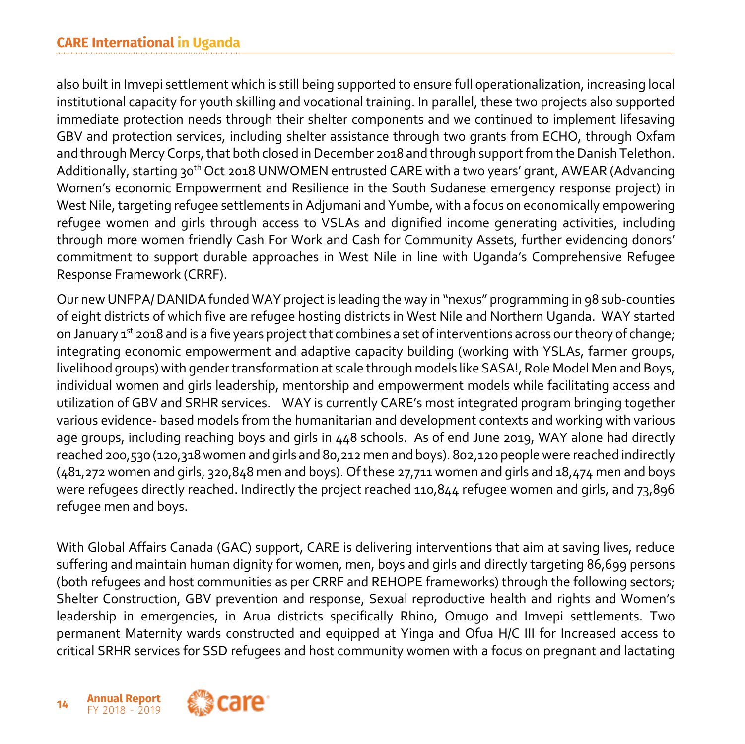also built in Imvepi settlement which is still being supported to ensure full operationalization, increasing local institutional capacity for youth skilling and vocational training. In parallel, these two projects also supported immediate protection needs through their shelter components and we continued to implement lifesaving GBV and protection services, including shelter assistance through two grants from ECHO, through Oxfam and through Mercy Corps, that both closed in December 2018 and through support from the Danish Telethon. Additionally, starting 30th Oct 2018 UNWOMEN entrusted CARE with a two years' grant, AWEAR (Advancing Women's economic Empowerment and Resilience in the South Sudanese emergency response project) in West Nile, targeting refugee settlements in Adjumani and Yumbe, with a focus on economically empowering refugee women and girls through access to VSLAs and dignified income generating activities, including through more women friendly Cash For Work and Cash for Community Assets, further evidencing donors' commitment to support durable approaches in West Nile in line with Uganda's Comprehensive Refugee Response Framework (CRRF).

Our new UNFPA/ DANIDA funded WAY project is leading the way in "nexus" programming in 98 sub-counties of eight districts of which five are refugee hosting districts in West Nile and Northern Uganda. WAY started on January 1st 2018 and is a five years project that combines a set of interventions across our theory of change; integrating economic empowerment and adaptive capacity building (working with YSLAs, farmer groups, livelihood groups) with gender transformation at scale through models like SASA!, Role Model Men and Boys, individual women and girls leadership, mentorship and empowerment models while facilitating access and utilization of GBV and SRHR services. WAY is currently CARE's most integrated program bringing together various evidence- based models from the humanitarian and development contexts and working with various age groups, including reaching boys and girls in 448 schools. As of end June 2019, WAY alone had directly reached 200,530 (120,318 women and girls and 80,212 men and boys). 802,120 people were reached indirectly (481,272 women and girls, 320,848 men and boys). Of these 27,711 women and girls and 18,474 men and boys were refugees directly reached. Indirectly the project reached 110,844 refugee women and girls, and 73,896 refugee men and boys.

With Global Affairs Canada (GAC) support, CARE is delivering interventions that aim at saving lives, reduce suffering and maintain human dignity for women, men, boys and girls and directly targeting 86,699 persons (both refugees and host communities as per CRRF and REHOPE frameworks) through the following sectors; Shelter Construction, GBV prevention and response, Sexual reproductive health and rights and Women's leadership in emergencies, in Arua districts specifically Rhino, Omugo and Imvepi settlements. Two permanent Maternity wards constructed and equipped at Yinga and Ofua H/C III for Increased access to critical SRHR services for SSD refugees and host community women with a focus on pregnant and lactating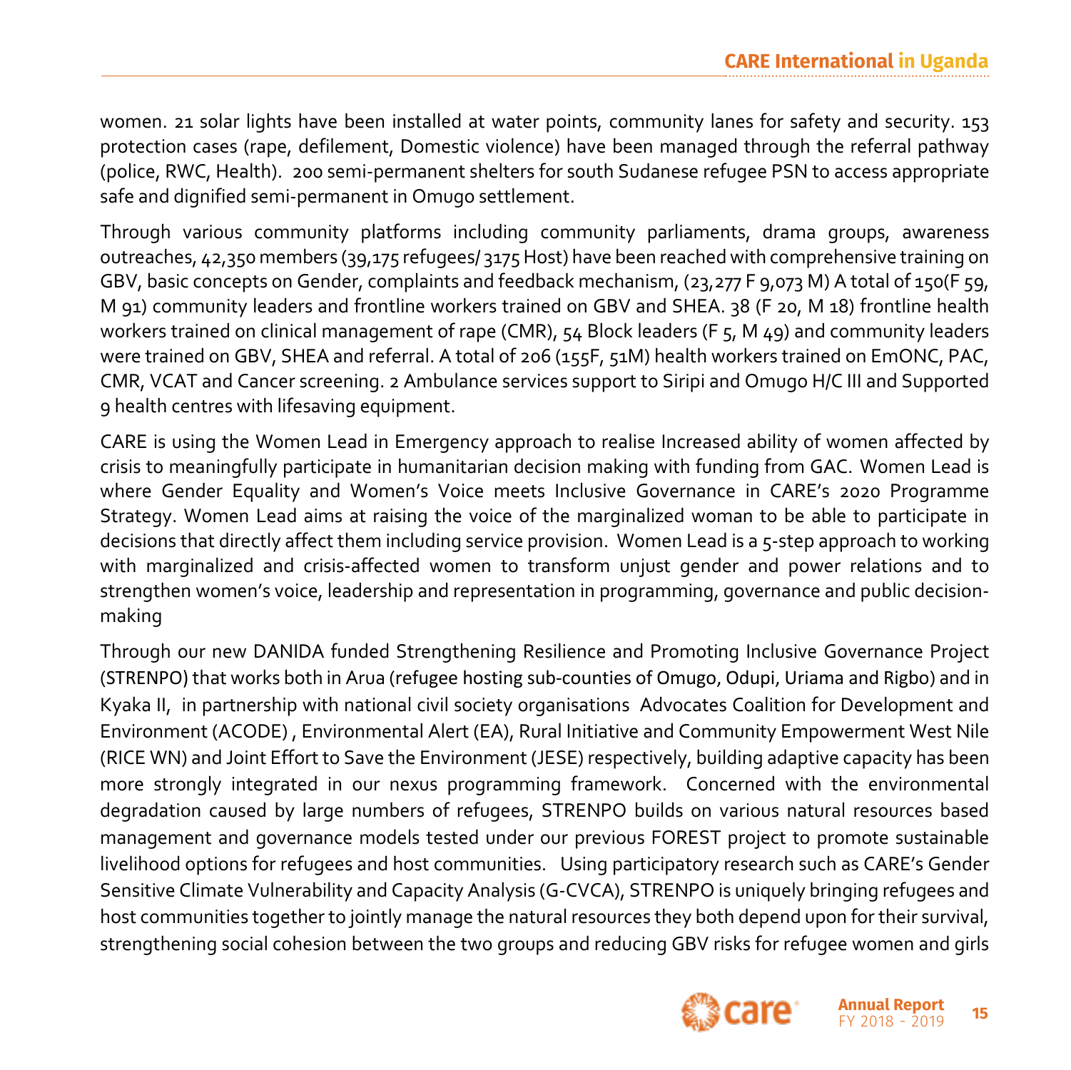women. 21 solar lights have been installed at water points, community lanes for safety and security. 153 protection cases (rape, defilement, Domestic violence) have been managed through the referral pathway (police, RWC, Health). 200 semi-permanent shelters for south Sudanese refugee PSN to access appropriate safe and dignified semi-permanent in Omugo settlement.

Through various community platforms including community parliaments, drama groups, awareness outreaches, 42,350 members (39,175 refugees/ 3175 Host) have been reached with comprehensive training on GBV, basic concepts on Gender, complaints and feedback mechanism, (23,277 F 9,073 M) A total of 150(F 59, M 91) community leaders and frontline workers trained on GBV and SHEA. 38 (F 20, M 18) frontline health workers trained on clinical management of rape (CMR), 54 Block leaders (F 5, M 49) and community leaders were trained on GBV, SHEA and referral. A total of 206 (155F, 51M) health workers trained on EmONC, PAC, CMR, VCAT and Cancer screening. 2 Ambulance services support to Siripi and Omugo H/C III and Supported 9 health centres with lifesaving equipment.

CARE is using the Women Lead in Emergency approach to realise Increased ability of women affected by crisis to meaningfully participate in humanitarian decision making with funding from GAC. Women Lead is where Gender Equality and Women's Voice meets Inclusive Governance in CARE's 2020 Programme Strategy. Women Lead aims at raising the voice of the marginalized woman to be able to participate in decisions that directly affect them including service provision. Women Lead is a 5-step approach to working with marginalized and crisis-affected women to transform unjust gender and power relations and to strengthen women's voice, leadership and representation in programming, governance and public decision-making

Through our new DANIDA funded Strengthening Resilience and Promoting Inclusive Governance Project (STRENPO) that works both in Arua (refugee hosting sub-counties of Omugo, Odupi, Uriama and Rigbo) and in Kyaka II, in partnership with national civil society organisations Advocates Coalition for Development and Environment (ACODE) , Environmental Alert (EA), Rural Initiative and Community Empowerment West Nile (RICE WN) and Joint Effort to Save the Environment (JESE) respectively, building adaptive capacity has been more strongly integrated in our nexus programming framework. Concerned with the environmental degradation caused by large numbers of refugees, STRENPO builds on various natural resources based management and governance models tested under our previous FOREST project to promote sustainable livelihood options for refugees and host communities. Using participatory research such as CARE's Gender Sensitive Climate Vulnerability and Capacity Analysis (G-CVCA), STRENPO is uniquely bringing refugees and host communities together to jointly manage the natural resources they both depend upon for their survival, strengthening social cohesion between the two groups and reducing GBV risks for refugee women and girls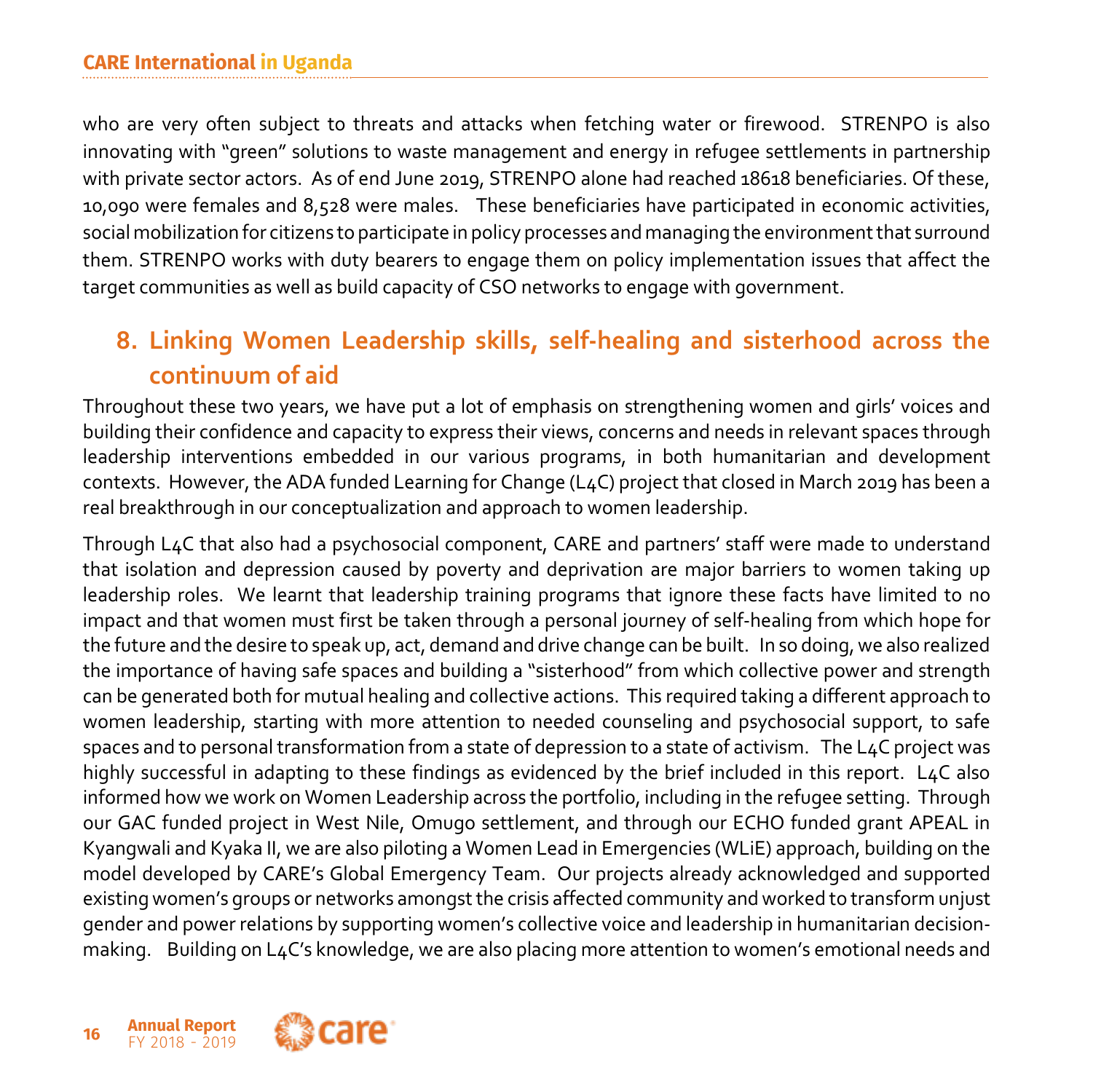who are very often subject to threats and attacks when fetching water or firewood. STRENPO is also innovating with "green" solutions to waste management and energy in refugee settlements in partnership with private sector actors. As of end June 2019, STRENPO alone had reached 18618 beneficiaries. Of these, 10,090 were females and 8,528 were males. These beneficiaries have participated in economic activities, social mobilization for citizens to participate in policy processes and managing the environment that surround them. STRENPO works with duty bearers to engage them on policy implementation issues that affect the target communities as well as build capacity of CSO networks to engage with government.

## 8. Linking Women Leadership skills, self-healing and sisterhood across the continuum of aid

Throughout these two years, we have put a lot of emphasis on strengthening women and girls' voices and building their confidence and capacity to express their views, concerns and needs in relevant spaces through leadership interventions embedded in our various programs, in both humanitarian and development contexts. However, the ADA funded Learning for Change (L4C) project that closed in March 2019 has been a real breakthrough in our conceptualization and approach to women leadership.

Through L4C that also had a psychosocial component, CARE and partners' staff were made to understand that isolation and depression caused by poverty and deprivation are major barriers to women taking up leadership roles. We learnt that leadership training programs that ignore these facts have limited to no impact and that women must first be taken through a personal journey of self-healing from which hope for the future and the desire to speak up, act, demand and drive change can be built. In so doing, we also realized the importance of having safe spaces and building a "sisterhood" from which collective power and strength can be generated both for mutual healing and collective actions. This required taking a different approach to women leadership, starting with more attention to needed counseling and psychosocial support, to safe spaces and to personal transformation from a state of depression to a state of activism. The L4C project was highly successful in adapting to these findings as evidenced by the brief included in this report. L4C also informed how we work on Women Leadership across the portfolio, including in the refugee setting. Through our GAC funded project in West Nile, Omugo settlement, and through our ECHO funded grant APEAL in Kyangwali and Kyaka II, we are also piloting a Women Lead in Emergencies (WLiE) approach, building on the model developed by CARE's Global Emergency Team. Our projects already acknowledged and supported existing women's groups or networks amongst the crisis affected community and worked to transform unjust gender and power relations by supporting women's collective voice and leadership in humanitarian decision-making. Building on L4C's knowledge, we are also placing more attention to women's emotional needs and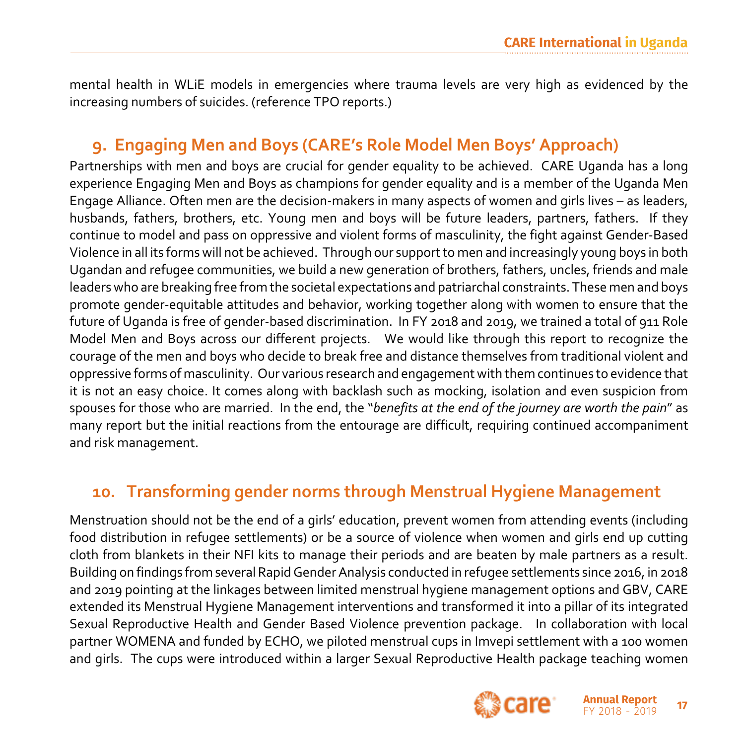mental health in WLiE models in emergencies where trauma levels are very high as evidenced by the increasing numbers of suicides. (reference TPO reports.)

## 9. Engaging Men and Boys (CARE's Role Model Men Boys' Approach)

Partnerships with men and boys are crucial for gender equality to be achieved. CARE Uganda has a long experience Engaging Men and Boys as champions for gender equality and is a member of the Uganda Men Engage Alliance. Often men are the decision-makers in many aspects of women and girls lives – as leaders, husbands, fathers, brothers, etc. Young men and boys will be future leaders, partners, fathers. If they continue to model and pass on oppressive and violent forms of masculinity, the fight against Gender-Based Violence in all its forms will not be achieved. Through our support to men and increasingly young boys in both Ugandan and refugee communities, we build a new generation of brothers, fathers, uncles, friends and male leaders who are breaking free from the societal expectations and patriarchal constraints. These men and boys promote gender-equitable attitudes and behavior, working together along with women to ensure that the future of Uganda is free of gender-based discrimination. In FY 2018 and 2019, we trained a total of 911 Role Model Men and Boys across our different projects. We would like through this report to recognize the courage of the men and boys who decide to break free and distance themselves from traditional violent and oppressive forms of masculinity. Our various research and engagement with them continues to evidence that it is not an easy choice. It comes along with backlash such as mocking, isolation and even suspicion from spouses for those who are married. In the end, the "*benefits at the end of the journey are worth the pain*" as many report but the initial reactions from the entourage are difficult, requiring continued accompaniment and risk management.

## 10. Transforming gender norms through Menstrual Hygiene Management

Menstruation should not be the end of a girls' education, prevent women from attending events (including food distribution in refugee settlements) or be a source of violence when women and girls end up cutting cloth from blankets in their NFI kits to manage their periods and are beaten by male partners as a result. Building on findings from several Rapid Gender Analysis conducted in refugee settlements since 2016, in 2018 and 2019 pointing at the linkages between limited menstrual hygiene management options and GBV, CARE extended its Menstrual Hygiene Management interventions and transformed it into a pillar of its integrated Sexual Reproductive Health and Gender Based Violence prevention package. In collaboration with local partner WOMENA and funded by ECHO, we piloted menstrual cups in Imvepi settlement with a 100 women and girls. The cups were introduced within a larger Sexual Reproductive Health package teaching women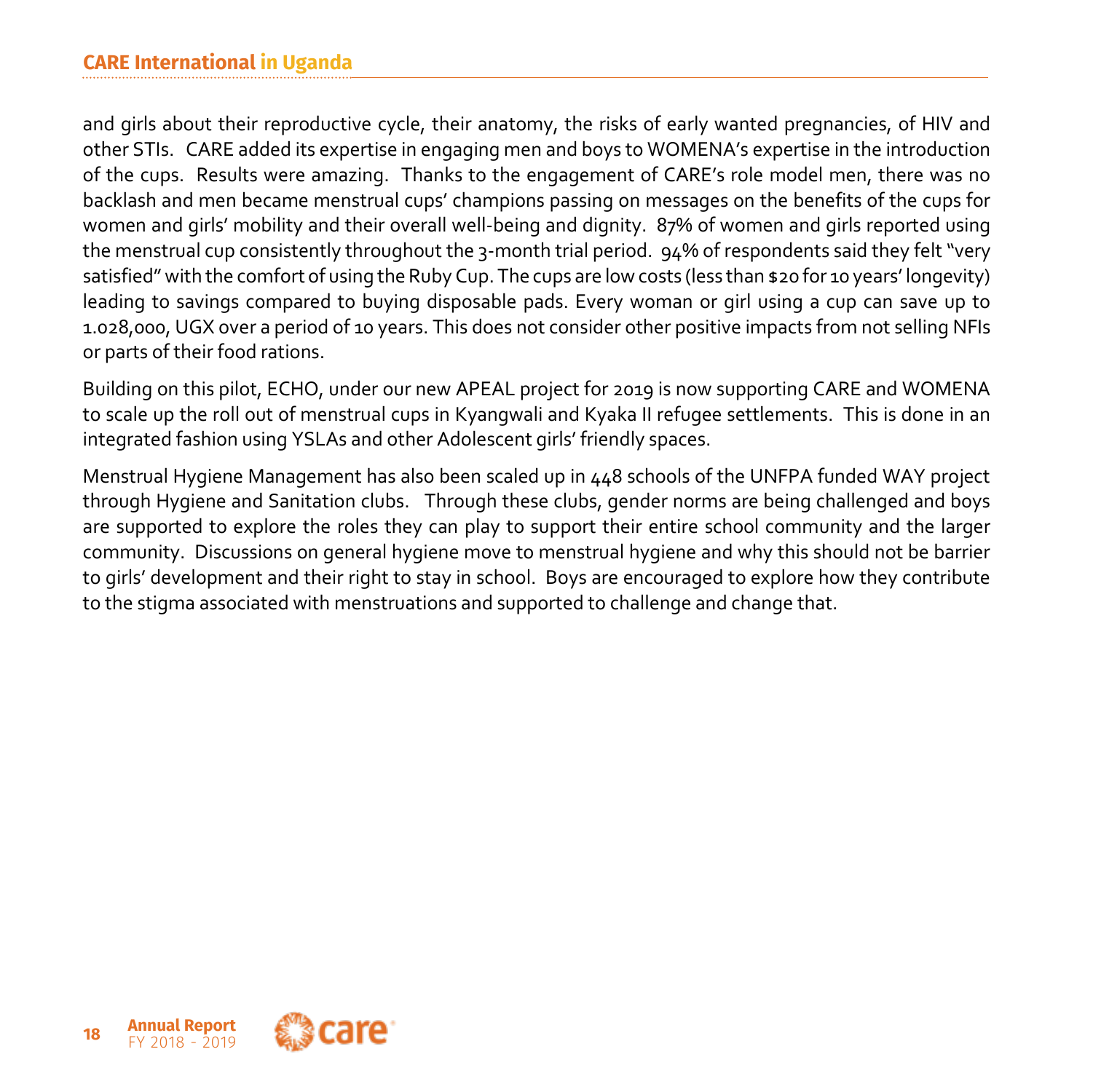and girls about their reproductive cycle, their anatomy, the risks of early wanted pregnancies, of HIV and other STIs. CARE added its expertise in engaging men and boys to WOMENA's expertise in the introduction of the cups. Results were amazing. Thanks to the engagement of CARE's role model men, there was no backlash and men became menstrual cups' champions passing on messages on the benefits of the cups for women and girls' mobility and their overall well-being and dignity. 87% of women and girls reported using the menstrual cup consistently throughout the 3-month trial period. 94% of respondents said they felt "very satisfied" with the comfort of using the Ruby Cup. The cups are low costs (less than $20 for 10 years' longevity) leading to savings compared to buying disposable pads. Every woman or girl using a cup can save up to 1.028,000, UGX over a period of 10 years. This does not consider other positive impacts from not selling NFIs or parts of their food rations.

Building on this pilot, ECHO, under our new APEAL project for 2019 is now supporting CARE and WOMENA to scale up the roll out of menstrual cups in Kyangwali and Kyaka II refugee settlements. This is done in an integrated fashion using YSLAs and other Adolescent girls' friendly spaces.

Menstrual Hygiene Management has also been scaled up in 448 schools of the UNFPA funded WAY project through Hygiene and Sanitation clubs. Through these clubs, gender norms are being challenged and boys are supported to explore the roles they can play to support their entire school community and the larger community. Discussions on general hygiene move to menstrual hygiene and why this should not be barrier to girls' development and their right to stay in school. Boys are encouraged to explore how they contribute to the stigma associated with menstruations and supported to challenge and change that.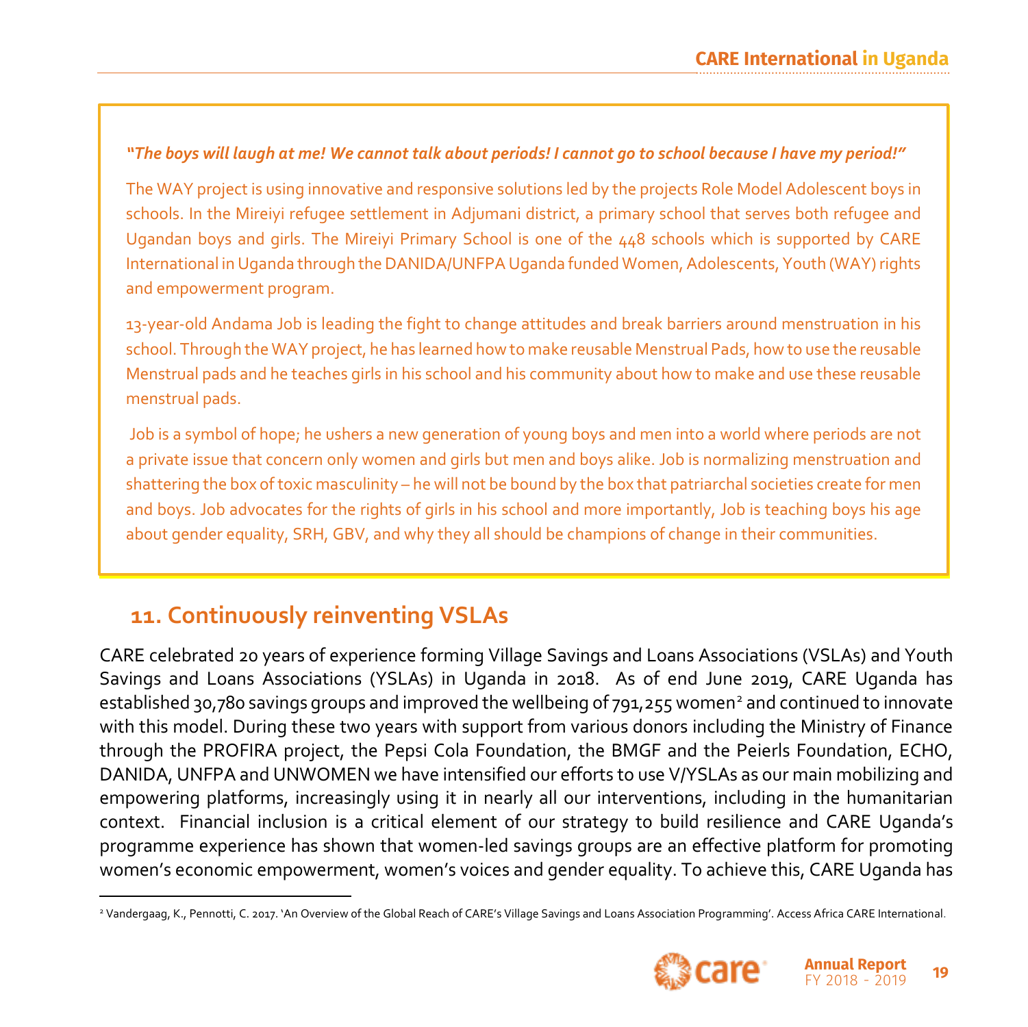*"The boys will laugh at me! We cannot talk about periods! I cannot go to school because I have my period!"*

The WAY project is using innovative and responsive solutions led by the projects Role Model Adolescent boys in schools. In the Mireiyi refugee settlement in Adjumani district, a primary school that serves both refugee and Ugandan boys and girls. The Mireiyi Primary School is one of the 448 schools which is supported by CARE International in Uganda through the DANIDA/UNFPA Uganda funded Women, Adolescents, Youth (WAY) rights and empowerment program.

13-year-old Andama Job is leading the fight to change attitudes and break barriers around menstruation in his school. Through the WAY project, he has learned how to make reusable Menstrual Pads, how to use the reusable Menstrual pads and he teaches girls in his school and his community about how to make and use these reusable menstrual pads.

Job is a symbol of hope; he ushers a new generation of young boys and men into a world where periods are not a private issue that concern only women and girls but men and boys alike. Job is normalizing menstruation and shattering the box of toxic masculinity – he will not be bound by the box that patriarchal societies create for men and boys. Job advocates for the rights of girls in his school and more importantly, Job is teaching boys his age about gender equality, SRH, GBV, and why they all should be champions of change in their communities.

## 11. Continuously reinventing VSLAs

CARE celebrated 20 years of experience forming Village Savings and Loans Associations (VSLAs) and Youth Savings and Loans Associations (YSLAs) in Uganda in 2018. As of end June 2019, CARE Uganda has established 30,780 savings groups and improved the wellbeing of 791,255 women[2] and continued to innovate with this model. During these two years with support from various donors including the Ministry of Finance through the PROFIRA project, the Pepsi Cola Foundation, the BMGF and the Peierls Foundation, ECHO, DANIDA, UNFPA and UNWOMEN we have intensified our efforts to use V/YSLAs as our main mobilizing and empowering platforms, increasingly using it in nearly all our interventions, including in the humanitarian context. Financial inclusion is a critical element of our strategy to build resilience and CARE Uganda's programme experience has shown that women-led savings groups are an effective platform for promoting women's economic empowerment, women's voices and gender equality. To achieve this, CARE Uganda has

[2] Vandergaag, K., Pennotti, C. 2017. 'An Overview of the Global Reach of CARE's Village Savings and Loans Association Programming'. Access Africa CARE International.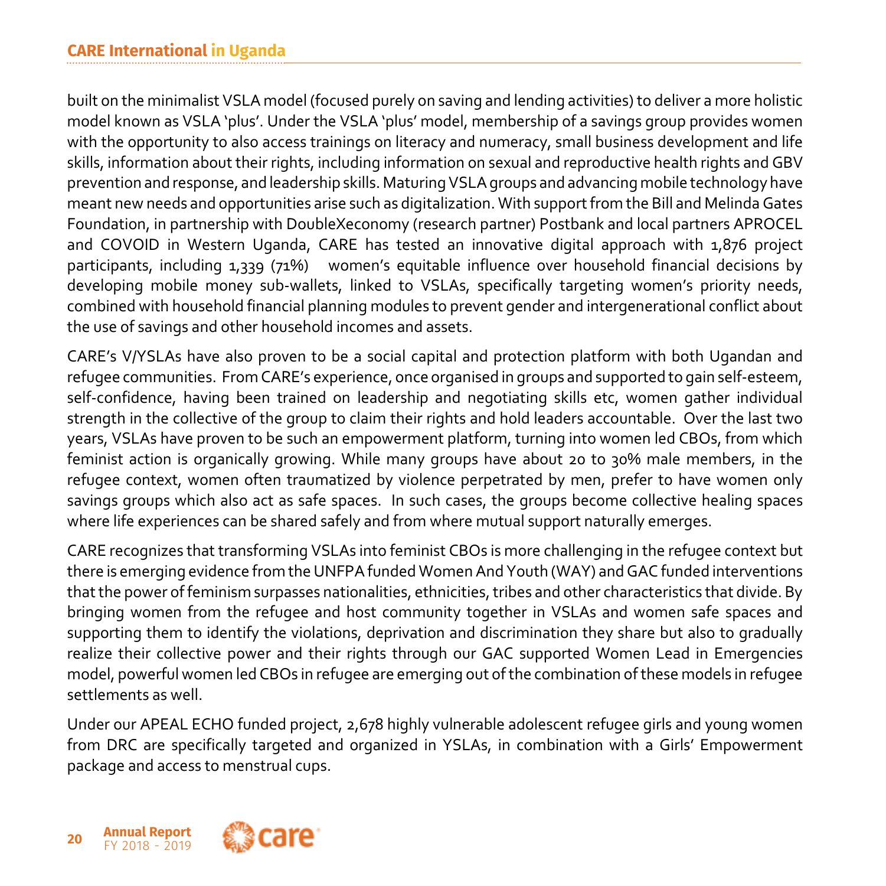built on the minimalist VSLA model (focused purely on saving and lending activities) to deliver a more holistic model known as VSLA 'plus'. Under the VSLA 'plus' model, membership of a savings group provides women with the opportunity to also access trainings on literacy and numeracy, small business development and life skills, information about their rights, including information on sexual and reproductive health rights and GBV prevention and response, and leadership skills. Maturing VSLA groups and advancing mobile technology have meant new needs and opportunities arise such as digitalization. With support from the Bill and Melinda Gates Foundation, in partnership with DoubleXeconomy (research partner) Postbank and local partners APROCEL and COVOID in Western Uganda, CARE has tested an innovative digital approach with 1,876 project participants, including 1,339 (71%) women's equitable influence over household financial decisions by developing mobile money sub-wallets, linked to VSLAs, specifically targeting women's priority needs, combined with household financial planning modules to prevent gender and intergenerational conflict about the use of savings and other household incomes and assets.

CARE's V/YSLAs have also proven to be a social capital and protection platform with both Ugandan and refugee communities. From CARE's experience, once organised in groups and supported to gain self-esteem, self-confidence, having been trained on leadership and negotiating skills etc, women gather individual strength in the collective of the group to claim their rights and hold leaders accountable. Over the last two years, VSLAs have proven to be such an empowerment platform, turning into women led CBOs, from which feminist action is organically growing. While many groups have about 20 to 30% male members, in the refugee context, women often traumatized by violence perpetrated by men, prefer to have women only savings groups which also act as safe spaces. In such cases, the groups become collective healing spaces where life experiences can be shared safely and from where mutual support naturally emerges.

CARE recognizes that transforming VSLAs into feminist CBOs is more challenging in the refugee context but there is emerging evidence from the UNFPA funded Women And Youth (WAY) and GAC funded interventions that the power of feminism surpasses nationalities, ethnicities, tribes and other characteristics that divide. By bringing women from the refugee and host community together in VSLAs and women safe spaces and supporting them to identify the violations, deprivation and discrimination they share but also to gradually realize their collective power and their rights through our GAC supported Women Lead in Emergencies model, powerful women led CBOs in refugee are emerging out of the combination of these models in refugee settlements as well.

Under our APEAL ECHO funded project, 2,678 highly vulnerable adolescent refugee girls and young women from DRC are specifically targeted and organized in YSLAs, in combination with a Girls' Empowerment package and access to menstrual cups.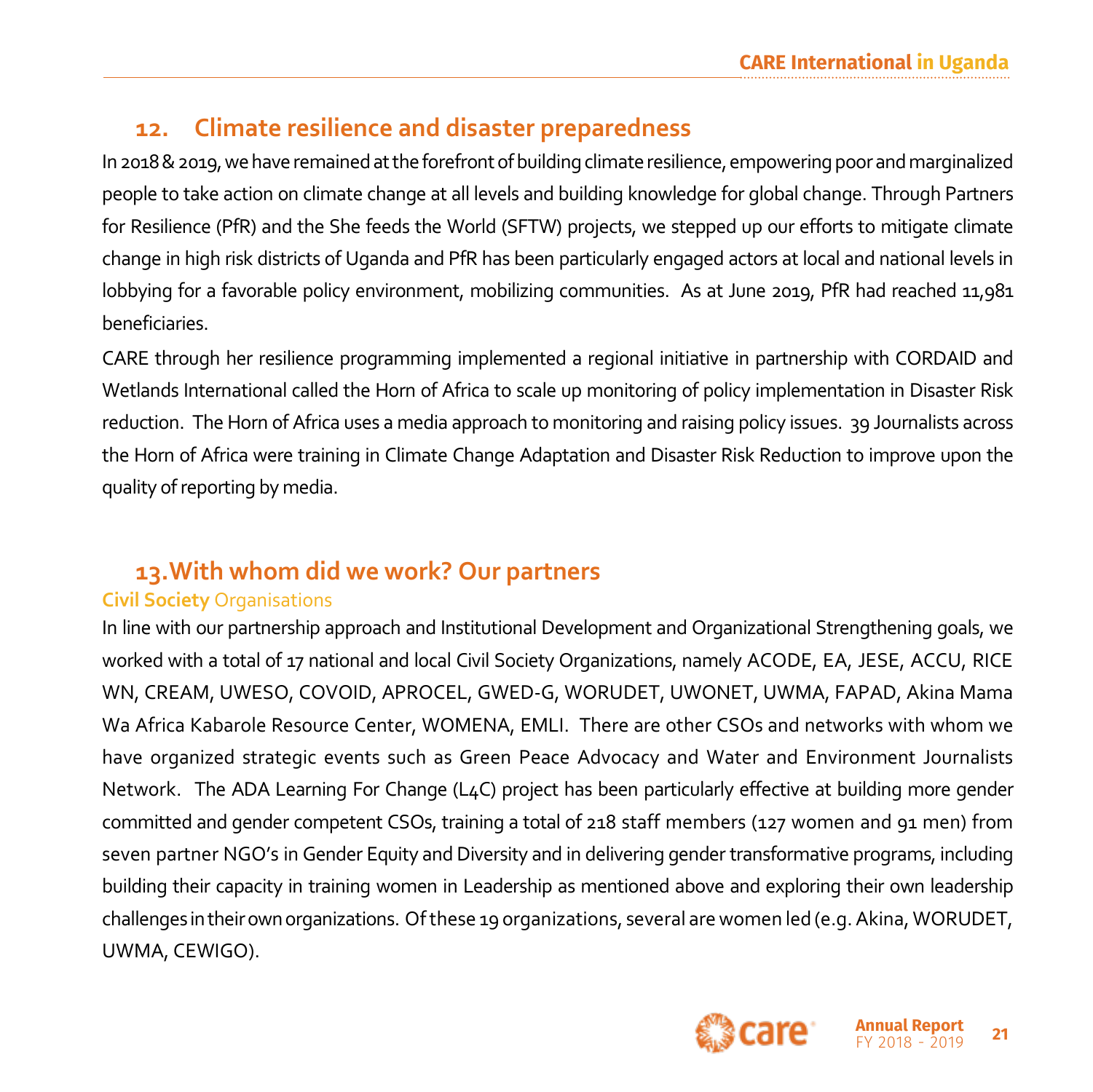## 12. Climate resilience and disaster preparedness

In 2018 & 2019, we have remained at the forefront of building climate resilience, empowering poor and marginalized people to take action on climate change at all levels and building knowledge for global change. Through Partners for Resilience (PfR) and the She feeds the World (SFTW) projects, we stepped up our efforts to mitigate climate change in high risk districts of Uganda and PfR has been particularly engaged actors at local and national levels in lobbying for a favorable policy environment, mobilizing communities. As at June 2019, PfR had reached 11,981 beneficiaries.

CARE through her resilience programming implemented a regional initiative in partnership with CORDAID and Wetlands International called the Horn of Africa to scale up monitoring of policy implementation in Disaster Risk reduction. The Horn of Africa uses a media approach to monitoring and raising policy issues. 39 Journalists across the Horn of Africa were training in Climate Change Adaptation and Disaster Risk Reduction to improve upon the quality of reporting by media.

## 13. With whom did we work? Our partners

### Civil Society Organisations

In line with our partnership approach and Institutional Development and Organizational Strengthening goals, we worked with a total of 17 national and local Civil Society Organizations, namely ACODE, EA, JESE, ACCU, RICE WN, CREAM, UWESO, COVOID, APROCEL, GWED-G, WORUDET, UWONET, UWMA, FAPAD, Akina Mama Wa Africa Kabarole Resource Center, WOMENA, EMLI. There are other CSOs and networks with whom we have organized strategic events such as Green Peace Advocacy and Water and Environment Journalists Network. The ADA Learning For Change (L4C) project has been particularly effective at building more gender committed and gender competent CSOs, training a total of 218 staff members (127 women and 91 men) from seven partner NGO's in Gender Equity and Diversity and in delivering gender transformative programs, including building their capacity in training women in Leadership as mentioned above and exploring their own leadership challenges in their own organizations. Of these 19 organizations, several are women led (e.g. Akina, WORUDET, UWMA, CEWIGO).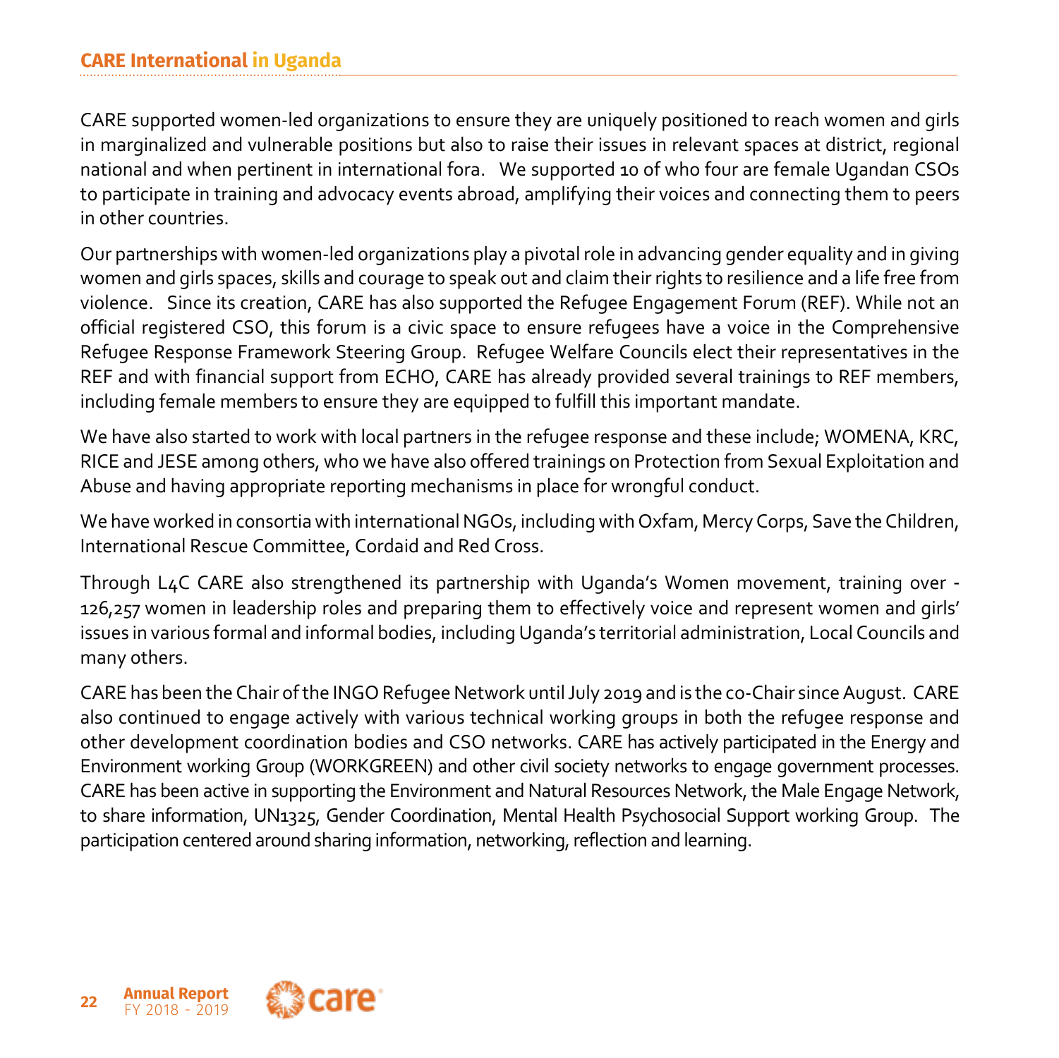CARE supported women-led organizations to ensure they are uniquely positioned to reach women and girls in marginalized and vulnerable positions but also to raise their issues in relevant spaces at district, regional national and when pertinent in international fora. We supported 10 of who four are female Ugandan CSOs to participate in training and advocacy events abroad, amplifying their voices and connecting them to peers in other countries.

Our partnerships with women-led organizations play a pivotal role in advancing gender equality and in giving women and girls spaces, skills and courage to speak out and claim their rights to resilience and a life free from violence. Since its creation, CARE has also supported the Refugee Engagement Forum (REF). While not an official registered CSO, this forum is a civic space to ensure refugees have a voice in the Comprehensive Refugee Response Framework Steering Group. Refugee Welfare Councils elect their representatives in the REF and with financial support from ECHO, CARE has already provided several trainings to REF members, including female members to ensure they are equipped to fulfill this important mandate.

We have also started to work with local partners in the refugee response and these include; WOMENA, KRC, RICE and JESE among others, who we have also offered trainings on Protection from Sexual Exploitation and Abuse and having appropriate reporting mechanisms in place for wrongful conduct.

We have worked in consortia with international NGOs, including with Oxfam, Mercy Corps, Save the Children, International Rescue Committee, Cordaid and Red Cross.

Through L4C CARE also strengthened its partnership with Uganda's Women movement, training over - 126,257 women in leadership roles and preparing them to effectively voice and represent women and girls' issues in various formal and informal bodies, including Uganda's territorial administration, Local Councils and many others.

CARE has been the Chair of the INGO Refugee Network until July 2019 and is the co-Chair since August. CARE also continued to engage actively with various technical working groups in both the refugee response and other development coordination bodies and CSO networks. CARE has actively participated in the Energy and Environment working Group (WORKGREEN) and other civil society networks to engage government processes. CARE has been active in supporting the Environment and Natural Resources Network, the Male Engage Network, to share information, UN1325, Gender Coordination, Mental Health Psychosocial Support working Group. The participation centered around sharing information, networking, reflection and learning.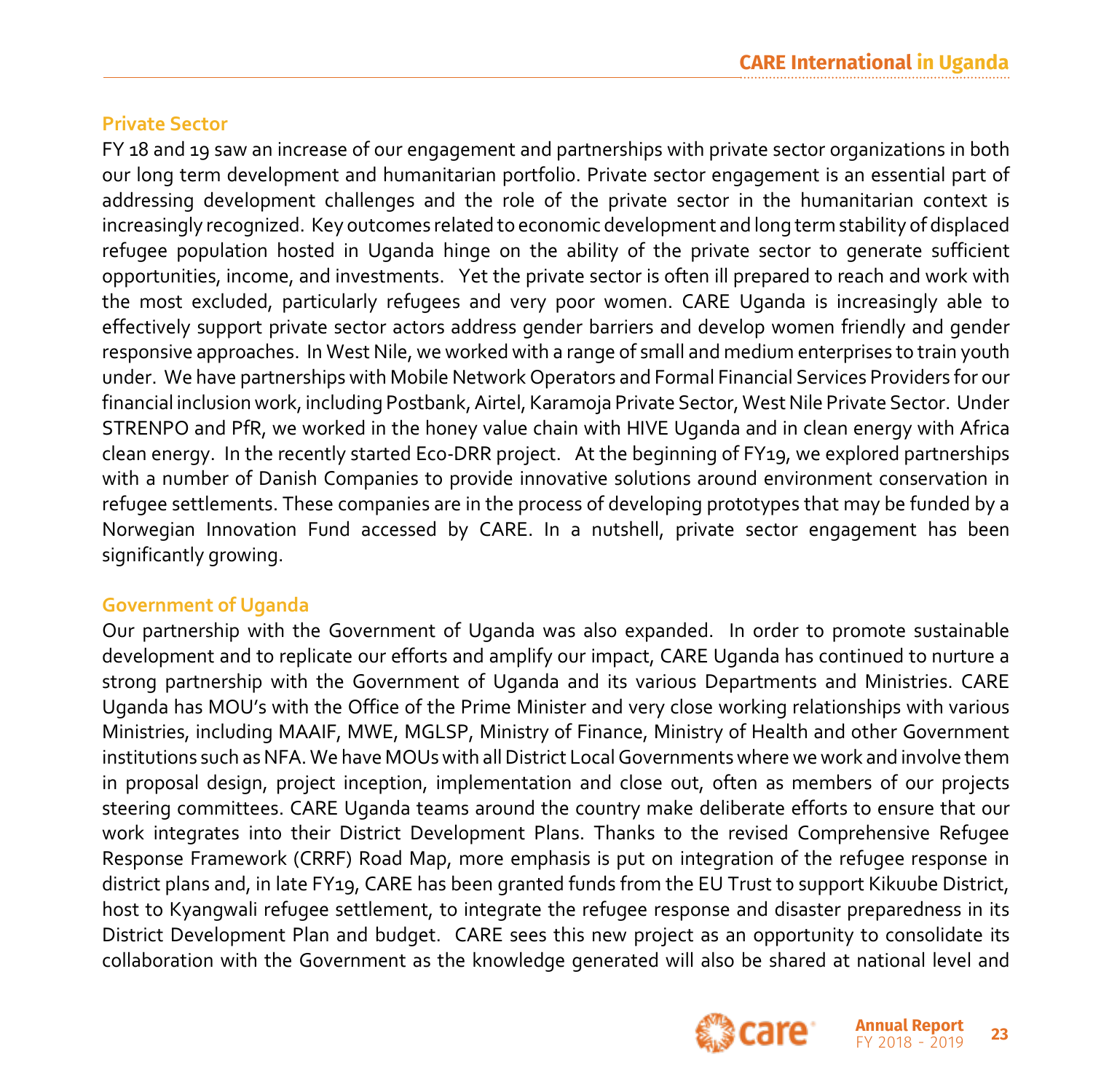## Private Sector

FY 18 and 19 saw an increase of our engagement and partnerships with private sector organizations in both our long term development and humanitarian portfolio. Private sector engagement is an essential part of addressing development challenges and the role of the private sector in the humanitarian context is increasingly recognized. Key outcomes related to economic development and long term stability of displaced refugee population hosted in Uganda hinge on the ability of the private sector to generate sufficient opportunities, income, and investments. Yet the private sector is often ill prepared to reach and work with the most excluded, particularly refugees and very poor women. CARE Uganda is increasingly able to effectively support private sector actors address gender barriers and develop women friendly and gender responsive approaches. In West Nile, we worked with a range of small and medium enterprises to train youth under. We have partnerships with Mobile Network Operators and Formal Financial Services Providers for our financial inclusion work, including Postbank, Airtel, Karamoja Private Sector, West Nile Private Sector. Under STRENPO and PfR, we worked in the honey value chain with HIVE Uganda and in clean energy with Africa clean energy. In the recently started Eco-DRR project. At the beginning of FY19, we explored partnerships with a number of Danish Companies to provide innovative solutions around environment conservation in refugee settlements. These companies are in the process of developing prototypes that may be funded by a Norwegian Innovation Fund accessed by CARE. In a nutshell, private sector engagement has been significantly growing.

## Government of Uganda

Our partnership with the Government of Uganda was also expanded. In order to promote sustainable development and to replicate our efforts and amplify our impact, CARE Uganda has continued to nurture a strong partnership with the Government of Uganda and its various Departments and Ministries. CARE Uganda has MOU's with the Office of the Prime Minister and very close working relationships with various Ministries, including MAAIF, MWE, MGLSP, Ministry of Finance, Ministry of Health and other Government institutions such as NFA. We have MOUs with all District Local Governments where we work and involve them in proposal design, project inception, implementation and close out, often as members of our projects steering committees. CARE Uganda teams around the country make deliberate efforts to ensure that our work integrates into their District Development Plans. Thanks to the revised Comprehensive Refugee Response Framework (CRRF) Road Map, more emphasis is put on integration of the refugee response in district plans and, in late FY19, CARE has been granted funds from the EU Trust to support Kikuube District, host to Kyangwali refugee settlement, to integrate the refugee response and disaster preparedness in its District Development Plan and budget. CARE sees this new project as an opportunity to consolidate its collaboration with the Government as the knowledge generated will also be shared at national level and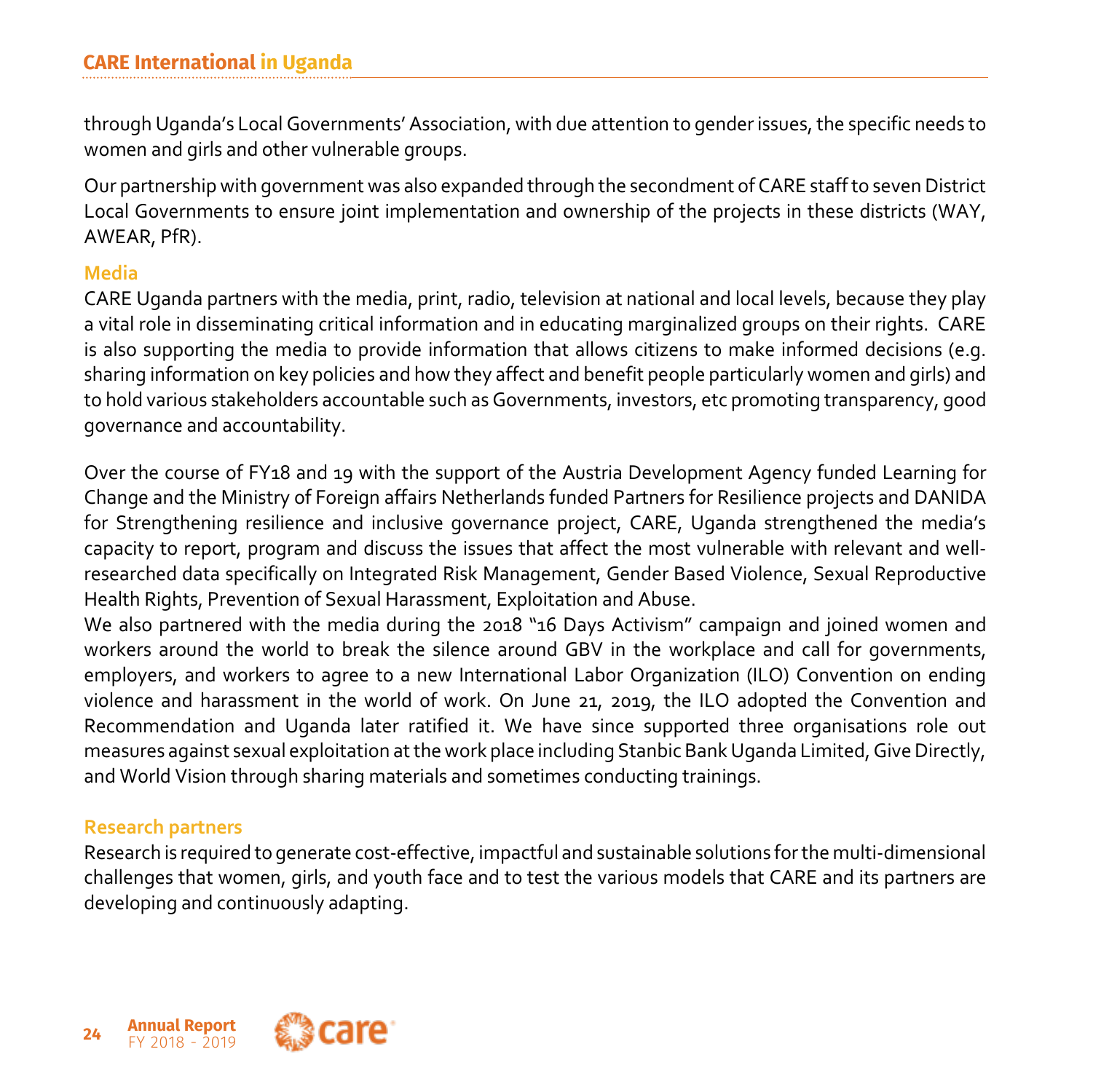through Uganda's Local Governments' Association, with due attention to gender issues, the specific needs to women and girls and other vulnerable groups.

Our partnership with government was also expanded through the secondment of CARE staff to seven District Local Governments to ensure joint implementation and ownership of the projects in these districts (WAY, AWEAR, PfR).

### Media

CARE Uganda partners with the media, print, radio, television at national and local levels, because they play a vital role in disseminating critical information and in educating marginalized groups on their rights. CARE is also supporting the media to provide information that allows citizens to make informed decisions (e.g. sharing information on key policies and how they affect and benefit people particularly women and girls) and to hold various stakeholders accountable such as Governments, investors, etc promoting transparency, good governance and accountability.

Over the course of FY18 and 19 with the support of the Austria Development Agency funded Learning for Change and the Ministry of Foreign affairs Netherlands funded Partners for Resilience projects and DANIDA for Strengthening resilience and inclusive governance project, CARE, Uganda strengthened the media's capacity to report, program and discuss the issues that affect the most vulnerable with relevant and well-researched data specifically on Integrated Risk Management, Gender Based Violence, Sexual Reproductive Health Rights, Prevention of Sexual Harassment, Exploitation and Abuse.

We also partnered with the media during the 2018 "16 Days Activism" campaign and joined women and workers around the world to break the silence around GBV in the workplace and call for governments, employers, and workers to agree to a new International Labor Organization (ILO) Convention on ending violence and harassment in the world of work. On June 21, 2019, the ILO adopted the Convention and Recommendation and Uganda later ratified it. We have since supported three organisations role out measures against sexual exploitation at the work place including Stanbic Bank Uganda Limited, Give Directly, and World Vision through sharing materials and sometimes conducting trainings.

### Research partners

Research is required to generate cost-effective, impactful and sustainable solutions for the multi-dimensional challenges that women, girls, and youth face and to test the various models that CARE and its partners are developing and continuously adapting.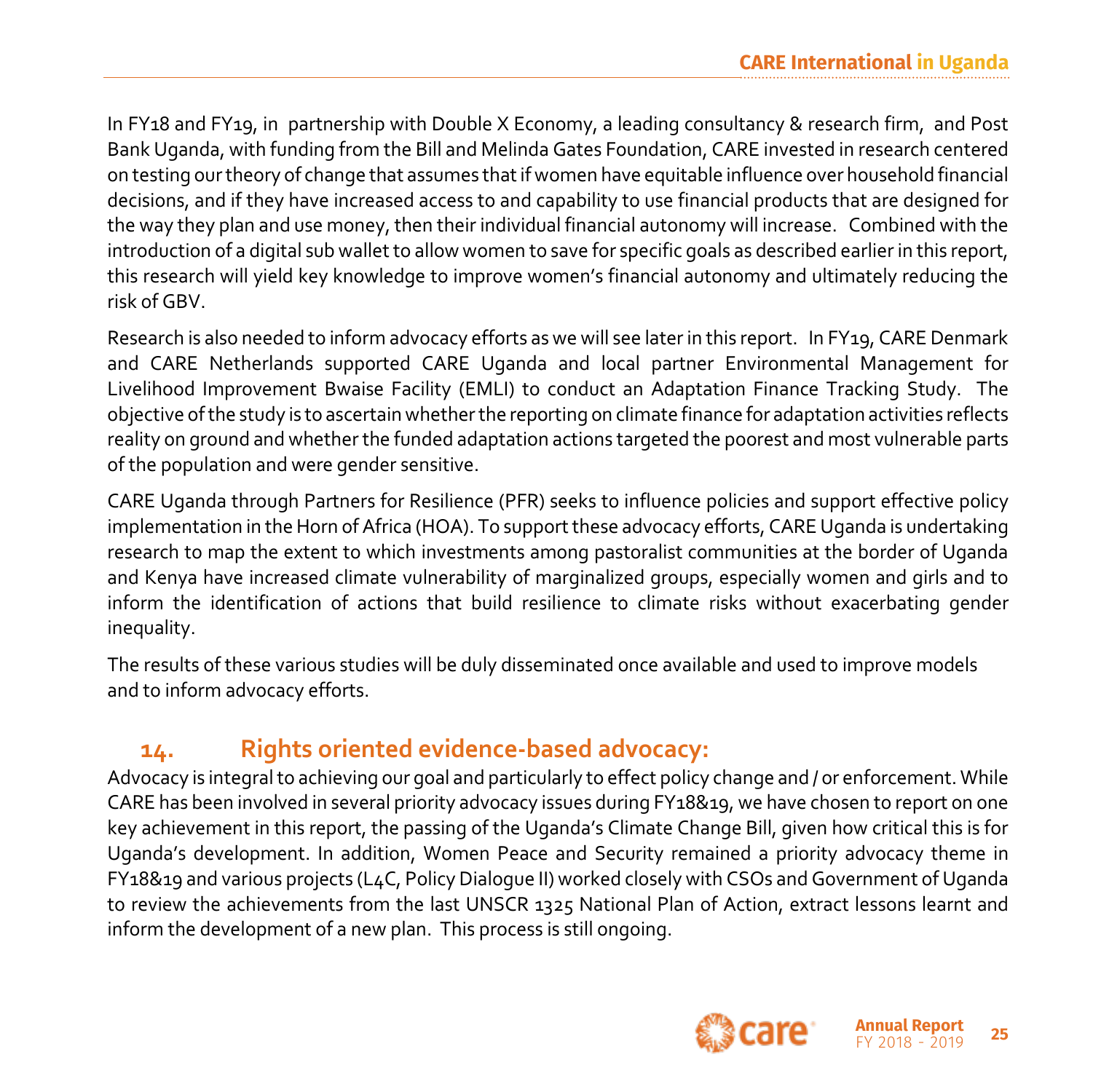In FY18 and FY19, in partnership with Double X Economy, a leading consultancy & research firm, and Post Bank Uganda, with funding from the Bill and Melinda Gates Foundation, CARE invested in research centered on testing our theory of change that assumes that if women have equitable influence over household financial decisions, and if they have increased access to and capability to use financial products that are designed for the way they plan and use money, then their individual financial autonomy will increase. Combined with the introduction of a digital sub wallet to allow women to save for specific goals as described earlier in this report, this research will yield key knowledge to improve women's financial autonomy and ultimately reducing the risk of GBV.

Research is also needed to inform advocacy efforts as we will see later in this report. In FY19, CARE Denmark and CARE Netherlands supported CARE Uganda and local partner Environmental Management for Livelihood Improvement Bwaise Facility (EMLI) to conduct an Adaptation Finance Tracking Study. The objective of the study is to ascertain whether the reporting on climate finance for adaptation activities reflects reality on ground and whether the funded adaptation actions targeted the poorest and most vulnerable parts of the population and were gender sensitive.

CARE Uganda through Partners for Resilience (PFR) seeks to influence policies and support effective policy implementation in the Horn of Africa (HOA). To support these advocacy efforts, CARE Uganda is undertaking research to map the extent to which investments among pastoralist communities at the border of Uganda and Kenya have increased climate vulnerability of marginalized groups, especially women and girls and to inform the identification of actions that build resilience to climate risks without exacerbating gender inequality.

The results of these various studies will be duly disseminated once available and used to improve models and to inform advocacy efforts.

## 14. Rights oriented evidence-based advocacy:

Advocacy is integral to achieving our goal and particularly to effect policy change and / or enforcement. While CARE has been involved in several priority advocacy issues during FY18&19, we have chosen to report on one key achievement in this report, the passing of the Uganda's Climate Change Bill, given how critical this is for Uganda's development. In addition, Women Peace and Security remained a priority advocacy theme in FY18&19 and various projects (L4C, Policy Dialogue II) worked closely with CSOs and Government of Uganda to review the achievements from the last UNSCR 1325 National Plan of Action, extract lessons learnt and inform the development of a new plan. This process is still ongoing.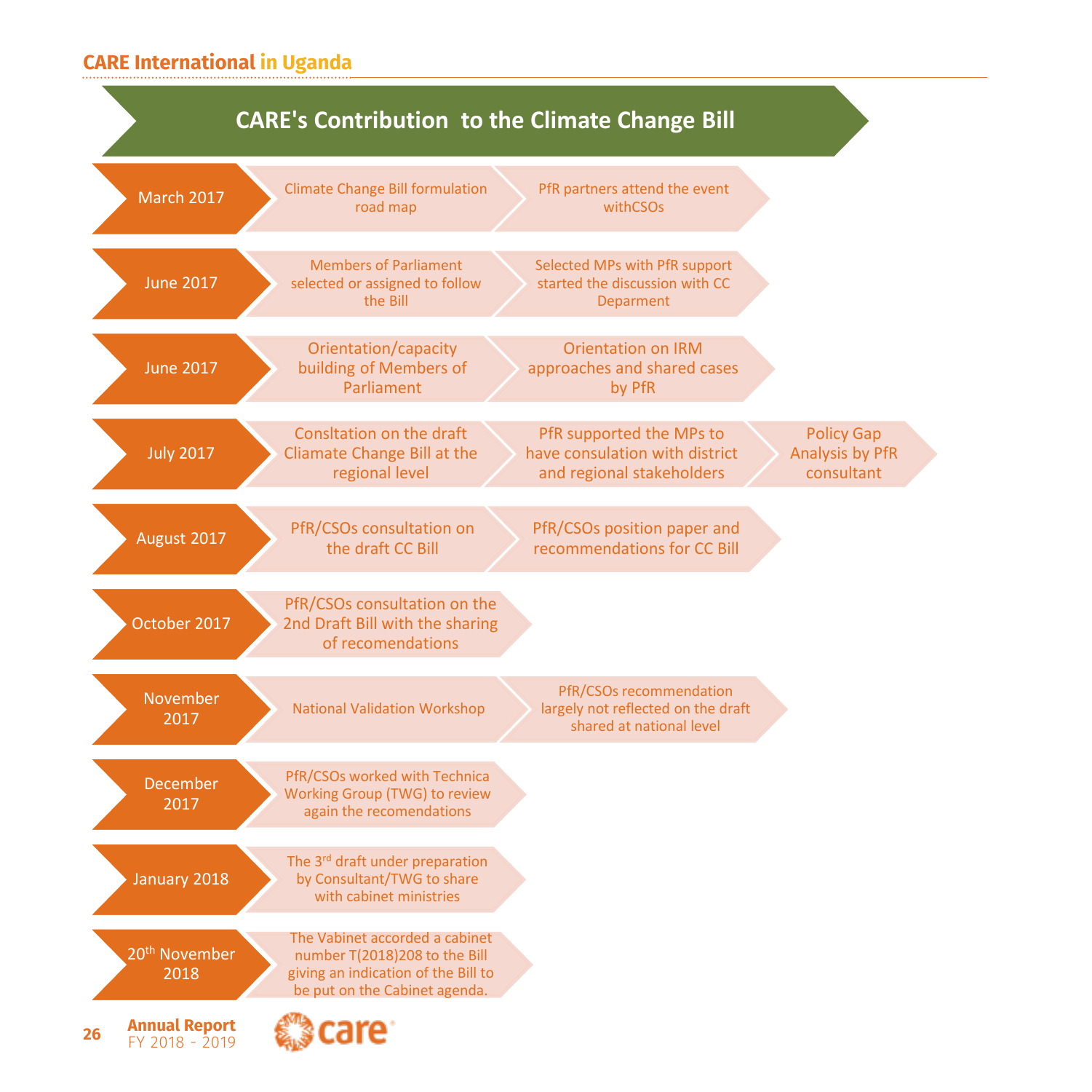# CARE's Contribution to the Climate Change Bill

| Date | | | |
|---|---|---|---|
| March 2017 | Climate Change Bill formulation road map | PfR partners attend the event withCSOs | |
| June 2017 | Members of Parliament selected or assigned to follow the Bill | Selected MPs with PfR support started the discussion with CC Deparment | |
| June 2017 | Orientation/capacity building of Members of Parliament | Orientation on IRM approaches and shared cases by PfR | |
| July 2017 | Consltation on the draft Cliamate Change Bill at the regional level | PfR supported the MPs to have consulation with district and regional stakeholders | Policy Gap Analysis by PfR consultant |
| August 2017 | PfR/CSOs consultation on the draft CC Bill | PfR/CSOs position paper and recommendations for CC Bill | |
| October 2017 | PfR/CSOs consultation on the 2nd Draft Bill with the sharing of recomendations | | |
| November 2017 | National Validation Workshop | PfR/CSOs recommendation largely not reflected on the draft shared at national level | |
| December 2017 | PfR/CSOs worked with Technica Working Group (TWG) to review again the recomendations | | |
| January 2018 | The 3rd draft under preparation by Consultant/TWG to share with cabinet ministries | | |
| 20th November 2018 | The Vabinet accorded a cabinet number T(2018)208 to the Bill giving an indication of the Bill to be put on the Cabinet agenda. | | |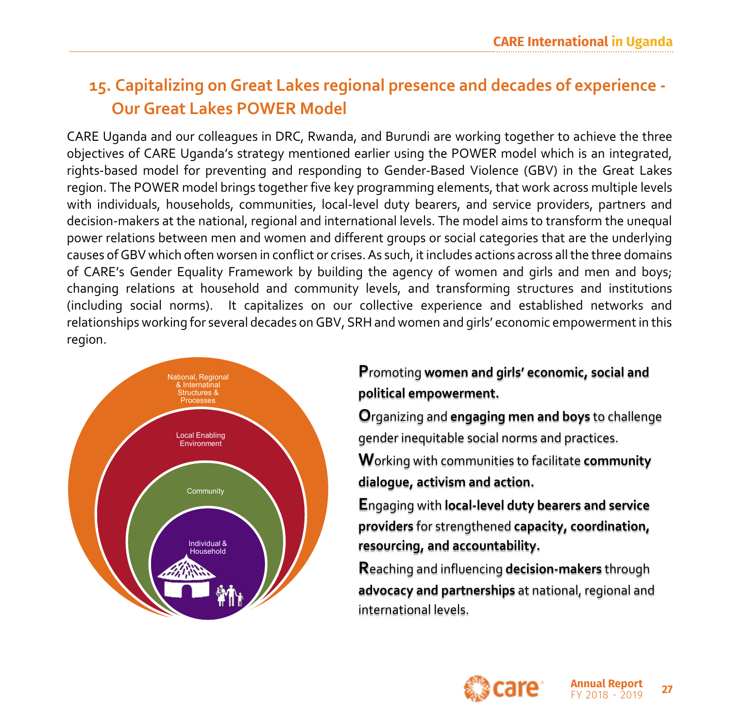## 15. Capitalizing on Great Lakes regional presence and decades of experience - Our Great Lakes POWER Model

CARE Uganda and our colleagues in DRC, Rwanda, and Burundi are working together to achieve the three objectives of CARE Uganda's strategy mentioned earlier using the POWER model which is an integrated, rights-based model for preventing and responding to Gender-Based Violence (GBV) in the Great Lakes region. The POWER model brings together five key programming elements, that work across multiple levels with individuals, households, communities, local-level duty bearers, and service providers, partners and decision-makers at the national, regional and international levels. The model aims to transform the unequal power relations between men and women and different groups or social categories that are the underlying causes of GBV which often worsen in conflict or crises. As such, it includes actions across all the three domains of CARE's Gender Equality Framework by building the agency of women and girls and men and boys; changing relations at household and community levels, and transforming structures and institutions (including social norms). It capitalizes on our collective experience and established networks and relationships working for several decades on GBV, SRH and women and girls' economic empowerment in this region.

National, Regional & Internatinal Structures & Processes

Local Enabling Environment

Community

Individual & Household

**P**romoting **women and girls' economic, social and political empowerment.**

**O**rganizing and **engaging men and boys** to challenge gender inequitable social norms and practices.

**W**orking with communities to facilitate **community dialogue, activism and action.**

**E**ngaging with **local-level duty bearers and service providers** for strengthened **capacity, coordination, resourcing, and accountability.**

**R**eaching and influencing **decision-makers** through **advocacy and partnerships** at national, regional and international levels.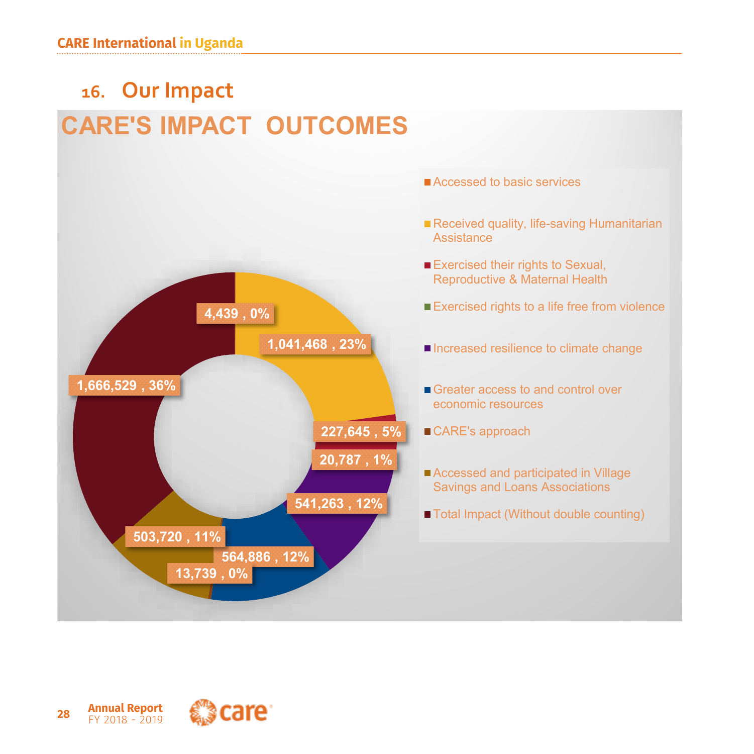## 16. Our Impact

### CARE'S IMPACT OUTCOMES

| Outcome | Number | Percentage |
| --- | --- | --- |
| Accessed to basic services | 4,439 | 0% |
| Received quality, life-saving Humanitarian Assistance | 1,041,468 | 23% |
| Exercised their rights to Sexual, Reproductive & Maternal Health | 227,645 | 5% |
| Exercised rights to a life free from violence | 20,787 | 1% |
| Increased resilience to climate change | 541,263 | 12% |
| Greater access to and control over economic resources | 564,886 | 12% |
| CARE's approach | 13,739 | 0% |
| Accessed and participated in Village Savings and Loans Associations | 503,720 | 11% |
| Total Impact (Without double counting) | 1,666,529 | 36% |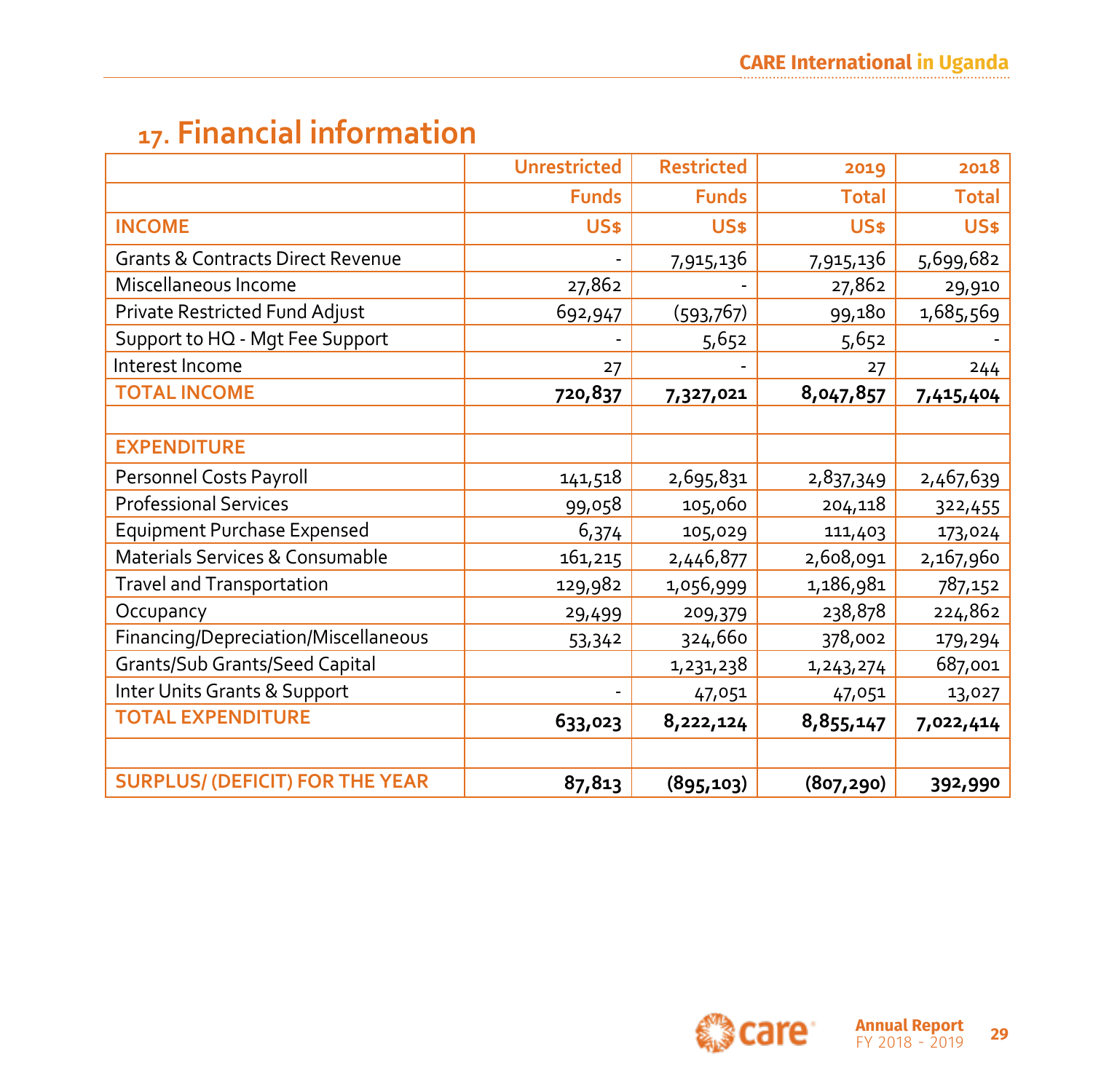## 17. Financial information

| | Unrestricted | Restricted | 2019 | 2018 |
|---|---|---|---|---|
| | Funds | Funds | Total | Total |
| **INCOME** | **US$** | **US$** | **US$** | **US$** |
| Grants & Contracts Direct Revenue | - | 7,915,136 | 7,915,136 | 5,699,682 |
| Miscellaneous Income | 27,862 | - | 27,862 | 29,910 |
| Private Restricted Fund Adjust | 692,947 | (593,767) | 99,180 | 1,685,569 |
| Support to HQ - Mgt Fee Support | - | 5,652 | 5,652 | - |
| Interest Income | 27 | - | 27 | 244 |
| **TOTAL INCOME** | **720,837** | **7,327,021** | **8,047,857** | **7,415,404** |
| | | | | |
| **EXPENDITURE** | | | | |
| Personnel Costs Payroll | 141,518 | 2,695,831 | 2,837,349 | 2,467,639 |
| Professional Services | 99,058 | 105,060 | 204,118 | 322,455 |
| Equipment Purchase Expensed | 6,374 | 105,029 | 111,403 | 173,024 |
| Materials Services & Consumable | 161,215 | 2,446,877 | 2,608,091 | 2,167,960 |
| Travel and Transportation | 129,982 | 1,056,999 | 1,186,981 | 787,152 |
| Occupancy | 29,499 | 209,379 | 238,878 | 224,862 |
| Financing/Depreciation/Miscellaneous | 53,342 | 324,660 | 378,002 | 179,294 |
| Grants/Sub Grants/Seed Capital | | 1,231,238 | 1,243,274 | 687,001 |
| Inter Units Grants & Support | - | 47,051 | 47,051 | 13,027 |
| **TOTAL EXPENDITURE** | **633,023** | **8,222,124** | **8,855,147** | **7,022,414** |
| | | | | |
| **SURPLUS/ (DEFICIT) FOR THE YEAR** | **87,813** | **(895,103)** | **(807,290)** | **392,990** |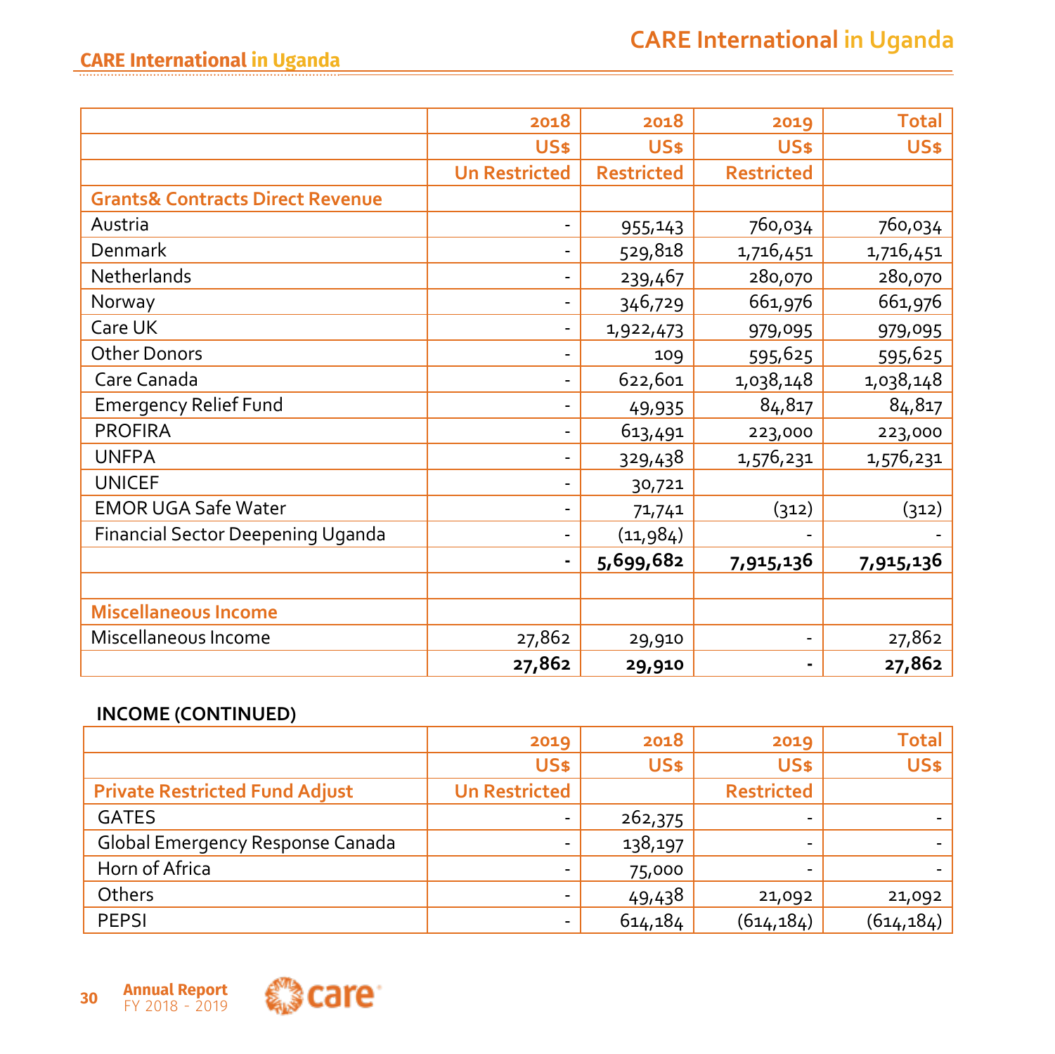| | 2018 | 2018 | 2019 | Total |
|---|---|---|---|---|
| | US$ | US$ | US$ | US$ |
| | Un Restricted | Restricted | Restricted | |
| **Grants& Contracts Direct Revenue** | | | | |
| Austria | - | 955,143 | 760,034 | 760,034 |
| Denmark | - | 529,818 | 1,716,451 | 1,716,451 |
| Netherlands | - | 239,467 | 280,070 | 280,070 |
| Norway | - | 346,729 | 661,976 | 661,976 |
| Care UK | - | 1,922,473 | 979,095 | 979,095 |
| Other Donors | - | 109 | 595,625 | 595,625 |
| Care Canada | - | 622,601 | 1,038,148 | 1,038,148 |
| Emergency Relief Fund | - | 49,935 | 84,817 | 84,817 |
| PROFIRA | - | 613,491 | 223,000 | 223,000 |
| UNFPA | - | 329,438 | 1,576,231 | 1,576,231 |
| UNICEF | - | 30,721 | | |
| EMOR UGA Safe Water | - | 71,741 | (312) | (312) |
| Financial Sector Deepening Uganda | - | (11,984) | - | - |
| | **-** | **5,699,682** | **7,915,136** | **7,915,136** |
| | | | | |
| **Miscellaneous Income** | | | | |
| Miscellaneous Income | 27,862 | 29,910 | - | 27,862 |
| | **27,862** | **29,910** | **-** | **27,862** |

**INCOME (CONTINUED)**

| | 2019 | 2018 | 2019 | Total |
|---|---|---|---|---|
| | US$ | US$ | US$ | US$ |
| **Private Restricted Fund Adjust** | Un Restricted | | Restricted | |
| GATES | - | 262,375 | - | - |
| Global Emergency Response Canada | - | 138,197 | - | - |
| Horn of Africa | - | 75,000 | - | - |
| Others | - | 49,438 | 21,092 | 21,092 |
| PEPSI | - | 614,184 | (614,184) | (614,184) |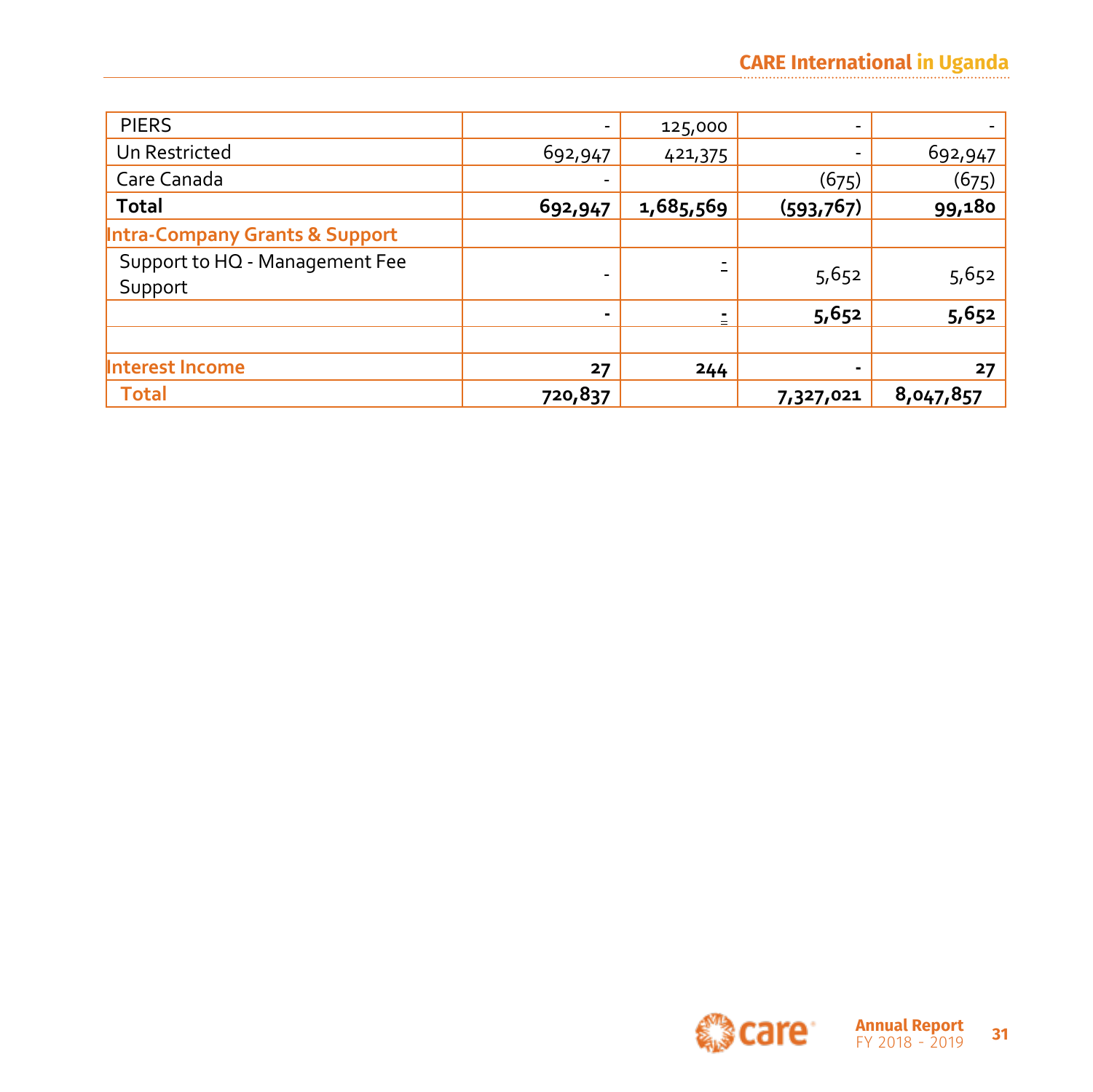| PIERS | - | 125,000 | - | - |
|---|---|---|---|---|
| Un Restricted | 692,947 | 421,375 | - | 692,947 |
| Care Canada | - | | (675) | (675) |
| **Total** | **692,947** | **1,685,569** | **(593,767)** | **99,180** |
| **Intra-Company Grants & Support** | | | | |
| Support to HQ - Management Fee Support | - | - | 5,652 | 5,652 |
| | **-** | **-** | **5,652** | **5,652** |
| | | | | |
| **Interest Income** | **27** | **244** | **-** | **27** |
| **Total** | **720,837** | | **7,327,021** | **8,047,857** |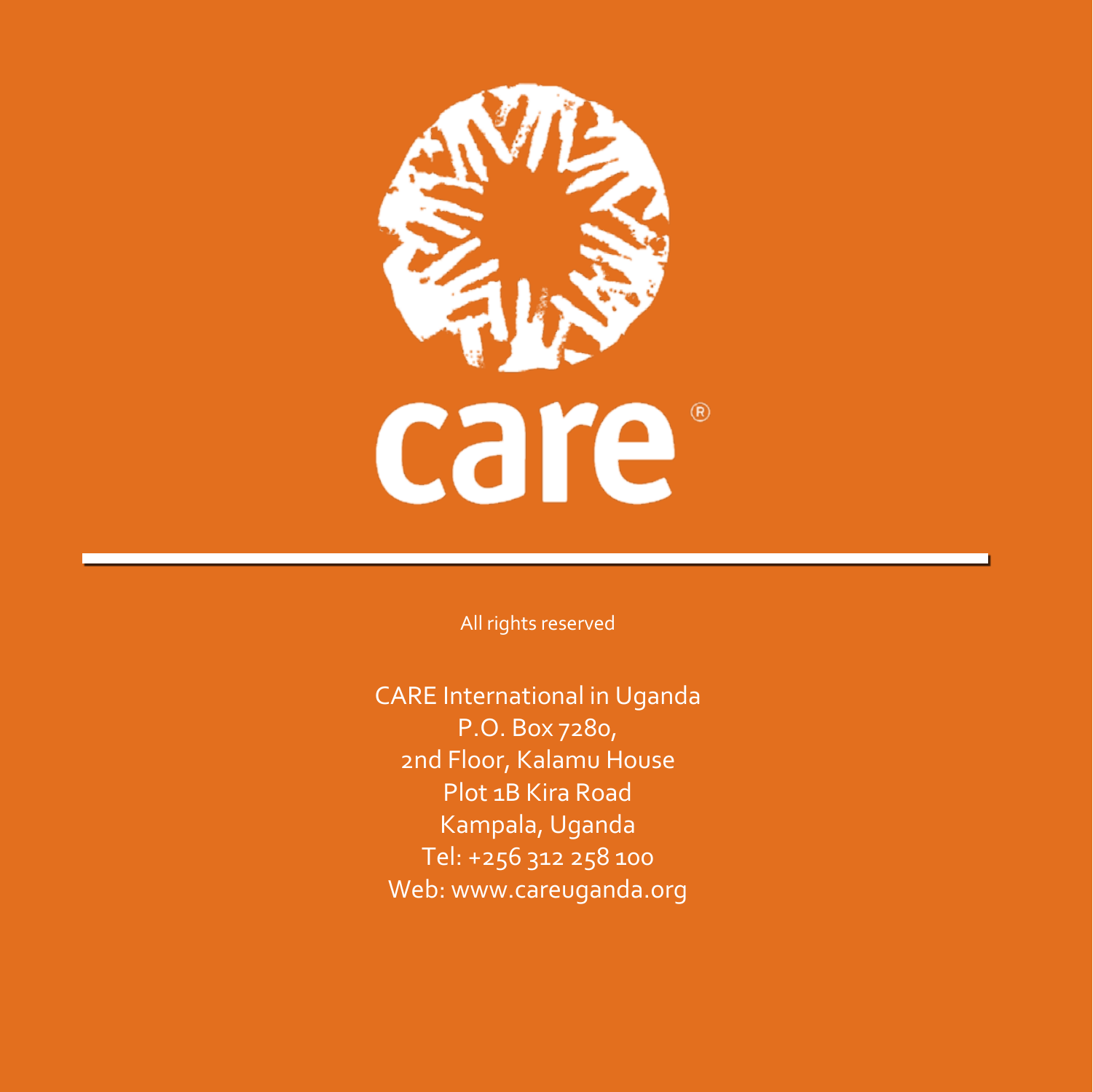All rights reserved

CARE International in Uganda
P.O. Box 7280,
2nd Floor, Kalamu House
Plot 1B Kira Road
Kampala, Uganda
Tel: +256 312 258 100
Web: www.careuganda.org